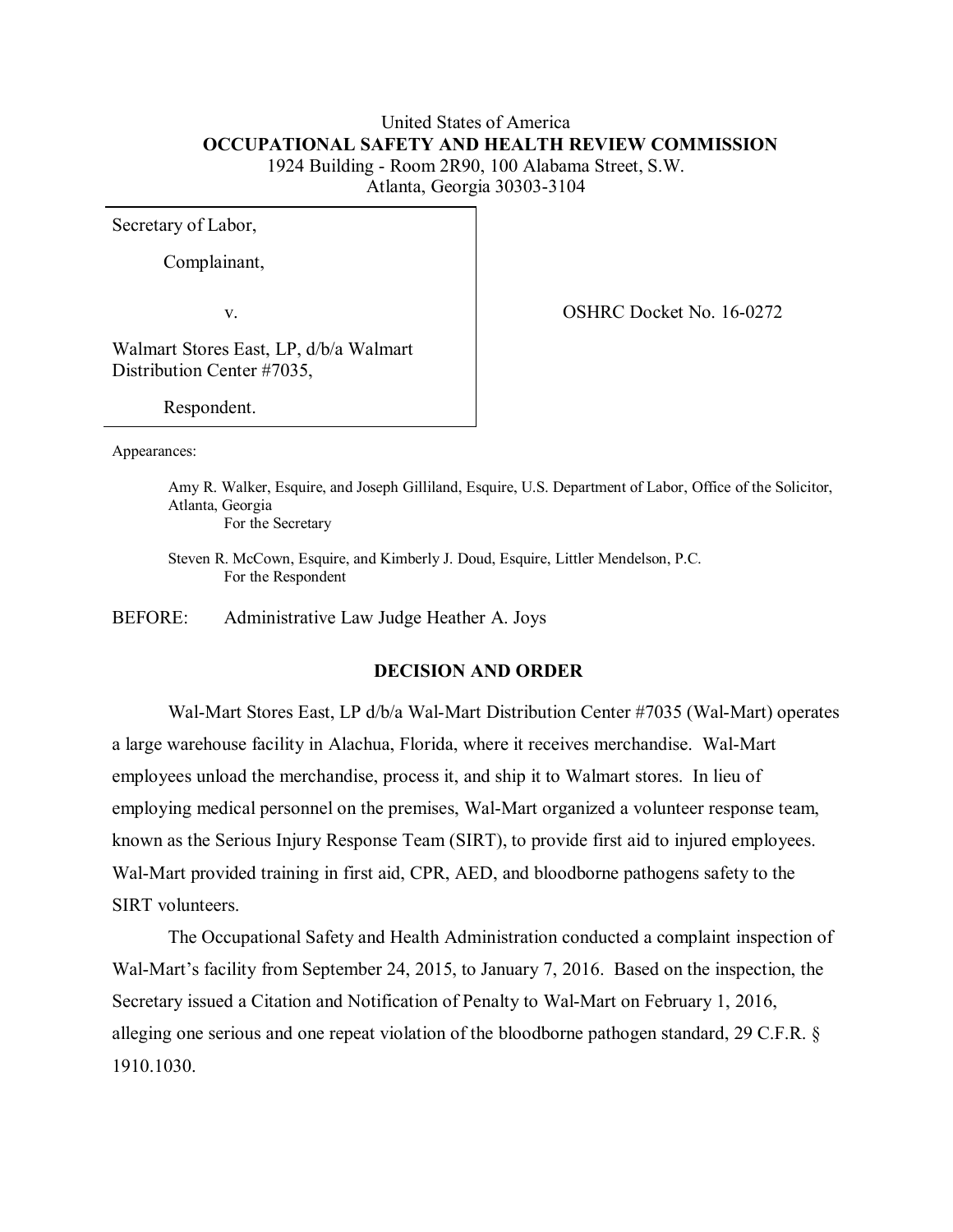United States of America
**OCCUPATIONAL SAFETY AND HEALTH REVIEW COMMISSION**
1924 Building - Room 2R90, 100 Alabama Street, S.W.
Atlanta, Georgia 30303-3104

| | |
|---|---|
| Secretary of Labor,<br><br>Complainant,<br><br>v.<br><br>Walmart Stores East, LP, d/b/a Walmart Distribution Center #7035,<br><br>Respondent. | OSHRC Docket No. 16-0272 |

Appearances:

Amy R. Walker, Esquire, and Joseph Gilliland, Esquire, U.S. Department of Labor, Office of the Solicitor, Atlanta, Georgia
For the Secretary

Steven R. McCown, Esquire, and Kimberly J. Doud, Esquire, Littler Mendelson, P.C.
For the Respondent

BEFORE: Administrative Law Judge Heather A. Joys

## DECISION AND ORDER

Wal-Mart Stores East, LP d/b/a Wal-Mart Distribution Center #7035 (Wal-Mart) operates a large warehouse facility in Alachua, Florida, where it receives merchandise. Wal-Mart employees unload the merchandise, process it, and ship it to Walmart stores. In lieu of employing medical personnel on the premises, Wal-Mart organized a volunteer response team, known as the Serious Injury Response Team (SIRT), to provide first aid to injured employees. Wal-Mart provided training in first aid, CPR, AED, and bloodborne pathogens safety to the SIRT volunteers.

The Occupational Safety and Health Administration conducted a complaint inspection of Wal-Mart's facility from September 24, 2015, to January 7, 2016. Based on the inspection, the Secretary issued a Citation and Notification of Penalty to Wal-Mart on February 1, 2016, alleging one serious and one repeat violation of the bloodborne pathogen standard, 29 C.F.R. § 1910.1030.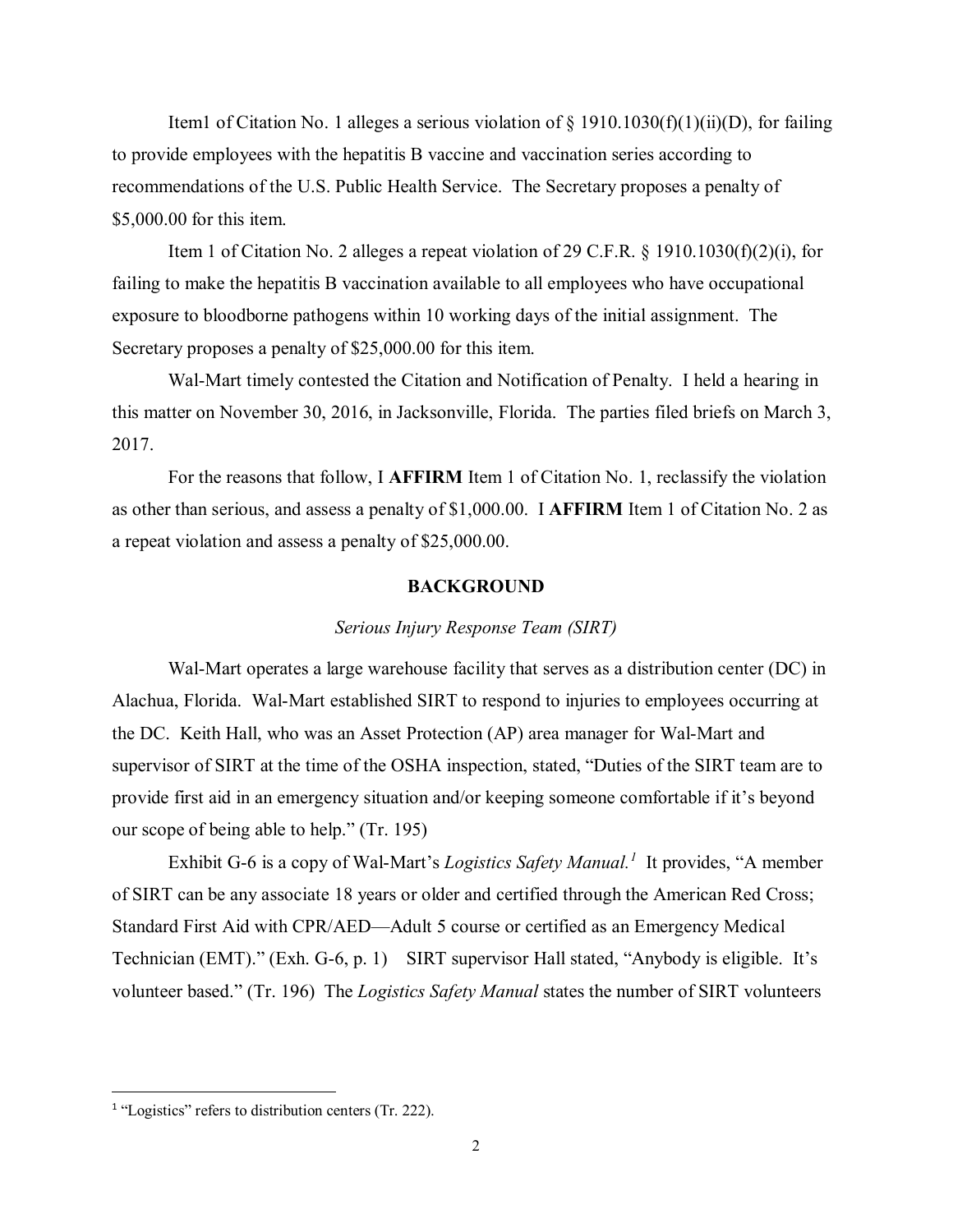Item1 of Citation No. 1 alleges a serious violation of § 1910.1030(f)(1)(ii)(D), for failing to provide employees with the hepatitis B vaccine and vaccination series according to recommendations of the U.S. Public Health Service. The Secretary proposes a penalty of $5,000.00 for this item.

Item 1 of Citation No. 2 alleges a repeat violation of 29 C.F.R. § 1910.1030(f)(2)(i), for failing to make the hepatitis B vaccination available to all employees who have occupational exposure to bloodborne pathogens within 10 working days of the initial assignment. The Secretary proposes a penalty of $25,000.00 for this item.

Wal-Mart timely contested the Citation and Notification of Penalty. I held a hearing in this matter on November 30, 2016, in Jacksonville, Florida. The parties filed briefs on March 3, 2017.

For the reasons that follow, I **AFFIRM** Item 1 of Citation No. 1, reclassify the violation as other than serious, and assess a penalty of $1,000.00. I **AFFIRM** Item 1 of Citation No. 2 as a repeat violation and assess a penalty of $25,000.00.

## BACKGROUND

### *Serious Injury Response Team (SIRT)*

Wal-Mart operates a large warehouse facility that serves as a distribution center (DC) in Alachua, Florida. Wal-Mart established SIRT to respond to injuries to employees occurring at the DC. Keith Hall, who was an Asset Protection (AP) area manager for Wal-Mart and supervisor of SIRT at the time of the OSHA inspection, stated, "Duties of the SIRT team are to provide first aid in an emergency situation and/or keeping someone comfortable if it's beyond our scope of being able to help." (Tr. 195)

Exhibit G-6 is a copy of Wal-Mart's *Logistics Safety Manual.*[1] It provides, "A member of SIRT can be any associate 18 years or older and certified through the American Red Cross; Standard First Aid with CPR/AED—Adult 5 course or certified as an Emergency Medical Technician (EMT)." (Exh. G-6, p. 1) SIRT supervisor Hall stated, "Anybody is eligible. It's volunteer based." (Tr. 196) The *Logistics Safety Manual* states the number of SIRT volunteers

[1] "Logistics" refers to distribution centers (Tr. 222).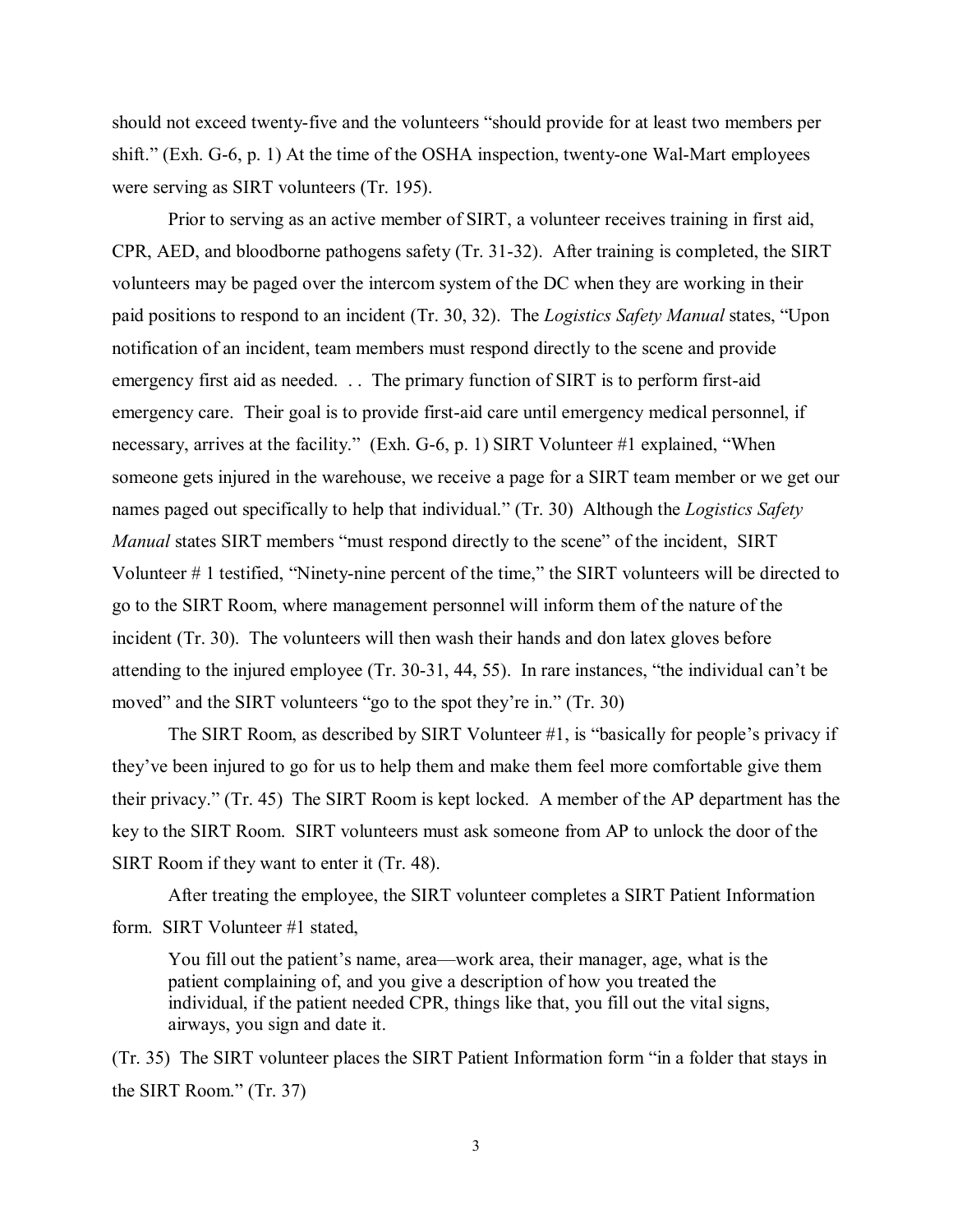should not exceed twenty-five and the volunteers "should provide for at least two members per shift." (Exh. G-6, p. 1) At the time of the OSHA inspection, twenty-one Wal-Mart employees were serving as SIRT volunteers (Tr. 195).

Prior to serving as an active member of SIRT, a volunteer receives training in first aid, CPR, AED, and bloodborne pathogens safety (Tr. 31-32). After training is completed, the SIRT volunteers may be paged over the intercom system of the DC when they are working in their paid positions to respond to an incident (Tr. 30, 32). The *Logistics Safety Manual* states, "Upon notification of an incident, team members must respond directly to the scene and provide emergency first aid as needed. . . The primary function of SIRT is to perform first-aid emergency care. Their goal is to provide first-aid care until emergency medical personnel, if necessary, arrives at the facility." (Exh. G-6, p. 1) SIRT Volunteer #1 explained, "When someone gets injured in the warehouse, we receive a page for a SIRT team member or we get our names paged out specifically to help that individual." (Tr. 30) Although the *Logistics Safety Manual* states SIRT members "must respond directly to the scene" of the incident, SIRT Volunteer # 1 testified, "Ninety-nine percent of the time," the SIRT volunteers will be directed to go to the SIRT Room, where management personnel will inform them of the nature of the incident (Tr. 30). The volunteers will then wash their hands and don latex gloves before attending to the injured employee (Tr. 30-31, 44, 55). In rare instances, "the individual can't be moved" and the SIRT volunteers "go to the spot they're in." (Tr. 30)

The SIRT Room, as described by SIRT Volunteer #1, is "basically for people's privacy if they've been injured to go for us to help them and make them feel more comfortable give them their privacy." (Tr. 45) The SIRT Room is kept locked. A member of the AP department has the key to the SIRT Room. SIRT volunteers must ask someone from AP to unlock the door of the SIRT Room if they want to enter it (Tr. 48).

After treating the employee, the SIRT volunteer completes a SIRT Patient Information form. SIRT Volunteer #1 stated,

> You fill out the patient's name, area—work area, their manager, age, what is the patient complaining of, and you give a description of how you treated the individual, if the patient needed CPR, things like that, you fill out the vital signs, airways, you sign and date it.

(Tr. 35) The SIRT volunteer places the SIRT Patient Information form "in a folder that stays in the SIRT Room." (Tr. 37)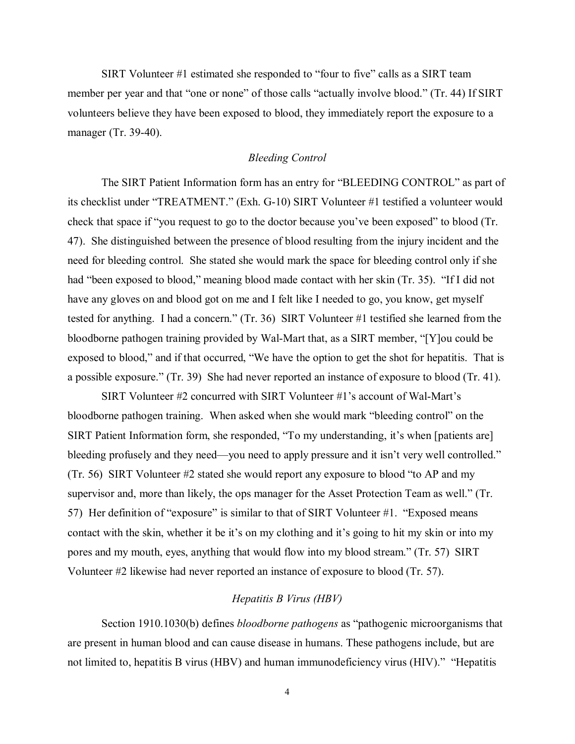SIRT Volunteer #1 estimated she responded to "four to five" calls as a SIRT team member per year and that "one or none" of those calls "actually involve blood." (Tr. 44) If SIRT volunteers believe they have been exposed to blood, they immediately report the exposure to a manager (Tr. 39-40).

*Bleeding Control*

The SIRT Patient Information form has an entry for "BLEEDING CONTROL" as part of its checklist under "TREATMENT." (Exh. G-10) SIRT Volunteer #1 testified a volunteer would check that space if "you request to go to the doctor because you've been exposed" to blood (Tr. 47). She distinguished between the presence of blood resulting from the injury incident and the need for bleeding control. She stated she would mark the space for bleeding control only if she had "been exposed to blood," meaning blood made contact with her skin (Tr. 35). "If I did not have any gloves on and blood got on me and I felt like I needed to go, you know, get myself tested for anything. I had a concern." (Tr. 36) SIRT Volunteer #1 testified she learned from the bloodborne pathogen training provided by Wal-Mart that, as a SIRT member, "[Y]ou could be exposed to blood," and if that occurred, "We have the option to get the shot for hepatitis. That is a possible exposure." (Tr. 39) She had never reported an instance of exposure to blood (Tr. 41).

SIRT Volunteer #2 concurred with SIRT Volunteer #1's account of Wal-Mart's bloodborne pathogen training. When asked when she would mark "bleeding control" on the SIRT Patient Information form, she responded, "To my understanding, it's when [patients are] bleeding profusely and they need—you need to apply pressure and it isn't very well controlled." (Tr. 56) SIRT Volunteer #2 stated she would report any exposure to blood "to AP and my supervisor and, more than likely, the ops manager for the Asset Protection Team as well." (Tr. 57) Her definition of "exposure" is similar to that of SIRT Volunteer #1. "Exposed means contact with the skin, whether it be it's on my clothing and it's going to hit my skin or into my pores and my mouth, eyes, anything that would flow into my blood stream." (Tr. 57) SIRT Volunteer #2 likewise had never reported an instance of exposure to blood (Tr. 57).

*Hepatitis B Virus (HBV)*

Section 1910.1030(b) defines *bloodborne pathogens* as "pathogenic microorganisms that are present in human blood and can cause disease in humans. These pathogens include, but are not limited to, hepatitis B virus (HBV) and human immunodeficiency virus (HIV)." "Hepatitis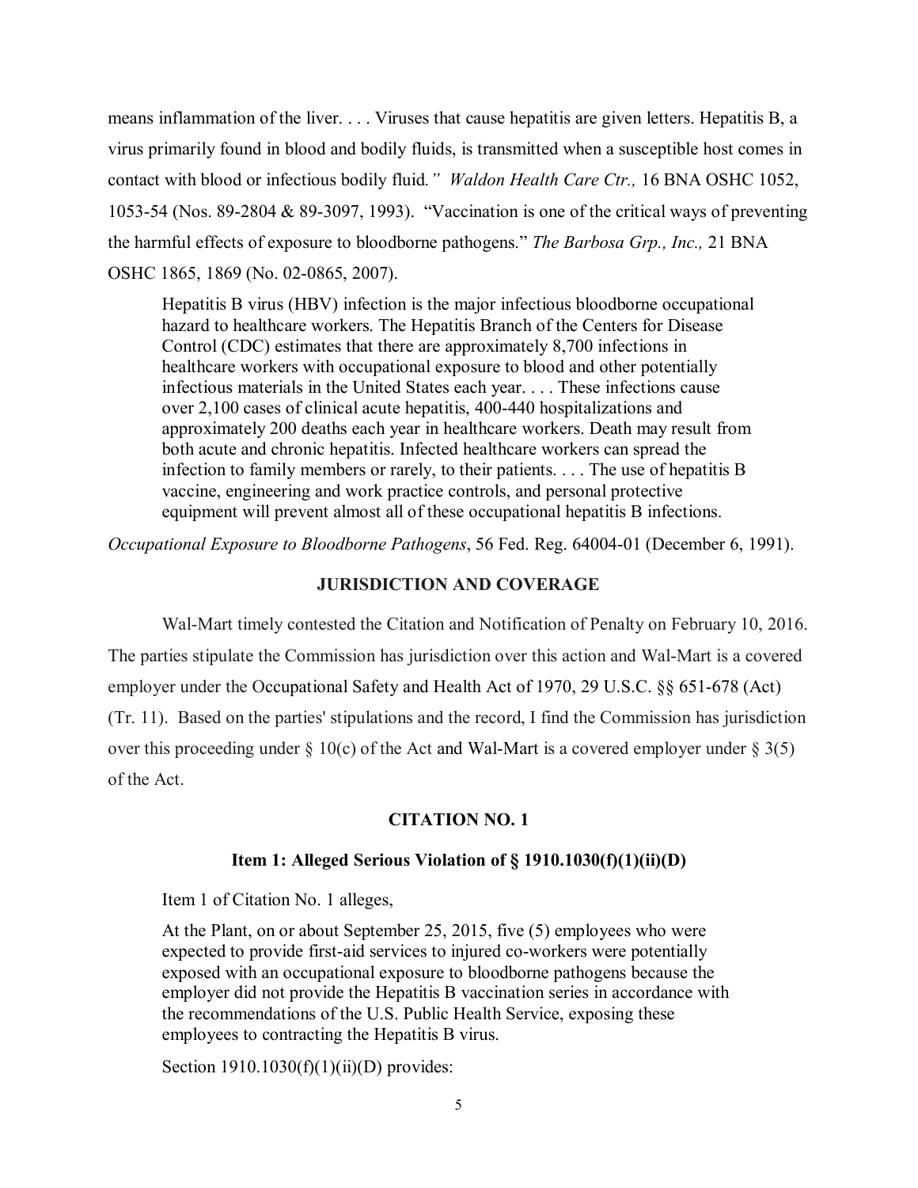means inflammation of the liver. . . . Viruses that cause hepatitis are given letters. Hepatitis B, a virus primarily found in blood and bodily fluids, is transmitted when a susceptible host comes in contact with blood or infectious bodily fluid*.” Waldon Health Care Ctr.,* 16 BNA OSHC 1052, 1053-54 (Nos. 89-2804 & 89-3097, 1993). “Vaccination is one of the critical ways of preventing the harmful effects of exposure to bloodborne pathogens.” *The Barbosa Grp., Inc.,* 21 BNA OSHC 1865, 1869 (No. 02-0865, 2007).

> Hepatitis B virus (HBV) infection is the major infectious bloodborne occupational hazard to healthcare workers. The Hepatitis Branch of the Centers for Disease Control (CDC) estimates that there are approximately 8,700 infections in healthcare workers with occupational exposure to blood and other potentially infectious materials in the United States each year. . . . These infections cause over 2,100 cases of clinical acute hepatitis, 400-440 hospitalizations and approximately 200 deaths each year in healthcare workers. Death may result from both acute and chronic hepatitis. Infected healthcare workers can spread the infection to family members or rarely, to their patients. . . . The use of hepatitis B vaccine, engineering and work practice controls, and personal protective equipment will prevent almost all of these occupational hepatitis B infections.

*Occupational Exposure to Bloodborne Pathogens*, 56 Fed. Reg. 64004-01 (December 6, 1991).

## JURISDICTION AND COVERAGE

Wal-Mart timely contested the Citation and Notification of Penalty on February 10, 2016. The parties stipulate the Commission has jurisdiction over this action and Wal-Mart is a covered employer under the Occupational Safety and Health Act of 1970, 29 U.S.C. §§ 651-678 (Act) (Tr. 11). Based on the parties' stipulations and the record, I find the Commission has jurisdiction over this proceeding under § 10(c) of the Act and Wal-Mart is a covered employer under § 3(5) of the Act.

## CITATION NO. 1

### Item 1: Alleged Serious Violation of § 1910.1030(f)(1)(ii)(D)

Item 1 of Citation No. 1 alleges,

> At the Plant, on or about September 25, 2015, five (5) employees who were expected to provide first-aid services to injured co-workers were potentially exposed with an occupational exposure to bloodborne pathogens because the employer did not provide the Hepatitis B vaccination series in accordance with the recommendations of the U.S. Public Health Service, exposing these employees to contracting the Hepatitis B virus.

Section 1910.1030(f)(1)(ii)(D) provides: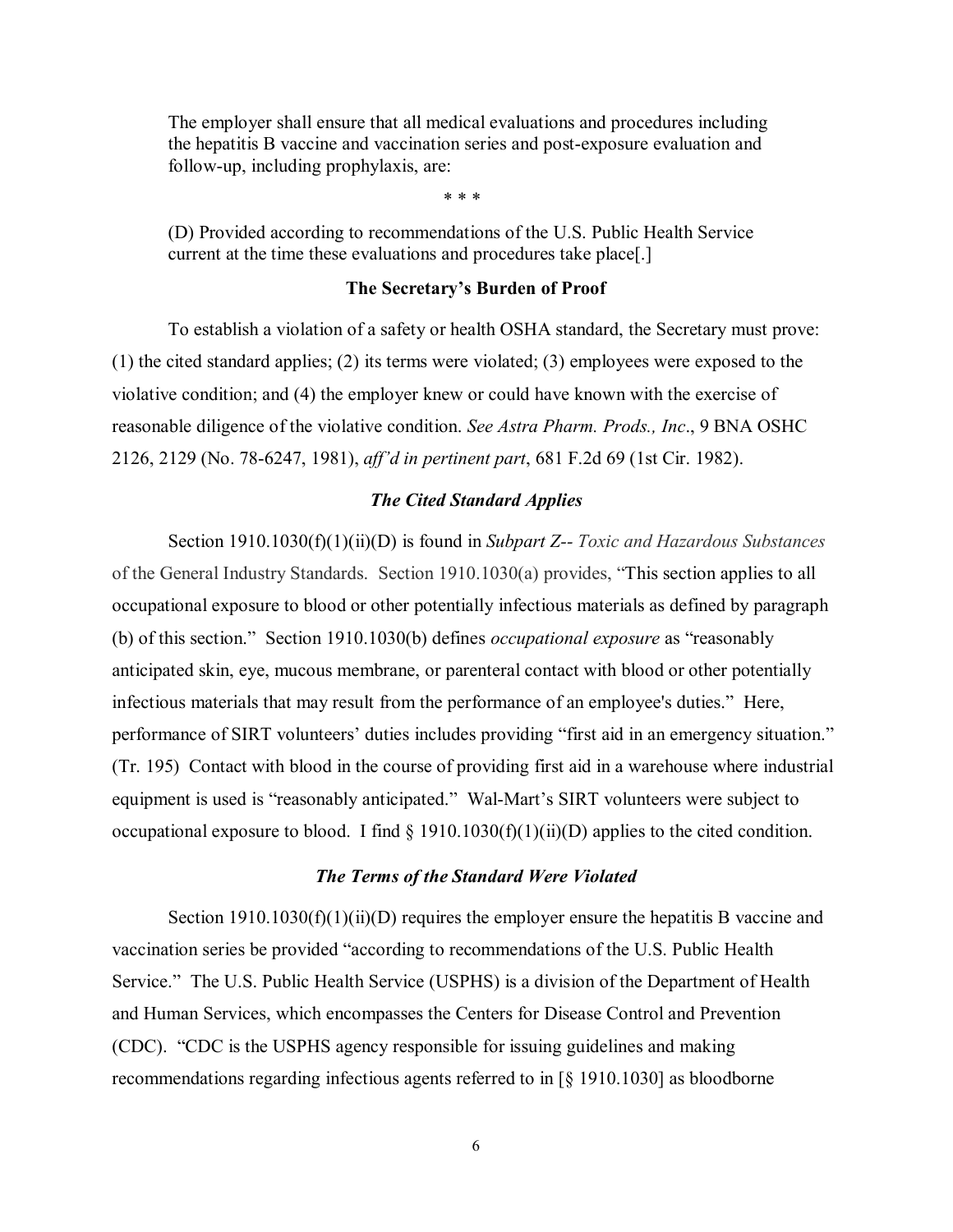> The employer shall ensure that all medical evaluations and procedures including the hepatitis B vaccine and vaccination series and post-exposure evaluation and follow-up, including prophylaxis, are:
>
> \* \* \*
>
> (D) Provided according to recommendations of the U.S. Public Health Service current at the time these evaluations and procedures take place[.]

**The Secretary's Burden of Proof**

To establish a violation of a safety or health OSHA standard, the Secretary must prove: (1) the cited standard applies; (2) its terms were violated; (3) employees were exposed to the violative condition; and (4) the employer knew or could have known with the exercise of reasonable diligence of the violative condition. *See Astra Pharm. Prods., Inc*., 9 BNA OSHC 2126, 2129 (No. 78-6247, 1981), *aff'd in pertinent part*, 681 F.2d 69 (1st Cir. 1982).

***The Cited Standard Applies***

Section 1910.1030(f)(1)(ii)(D) is found in *Subpart Z-- Toxic and Hazardous Substances* of the General Industry Standards. Section 1910.1030(a) provides, "This section applies to all occupational exposure to blood or other potentially infectious materials as defined by paragraph (b) of this section." Section 1910.1030(b) defines *occupational exposure* as "reasonably anticipated skin, eye, mucous membrane, or parenteral contact with blood or other potentially infectious materials that may result from the performance of an employee's duties." Here, performance of SIRT volunteers' duties includes providing "first aid in an emergency situation." (Tr. 195) Contact with blood in the course of providing first aid in a warehouse where industrial equipment is used is "reasonably anticipated." Wal-Mart's SIRT volunteers were subject to occupational exposure to blood. I find § 1910.1030(f)(1)(ii)(D) applies to the cited condition.

***The Terms of the Standard Were Violated***

Section 1910.1030(f)(1)(ii)(D) requires the employer ensure the hepatitis B vaccine and vaccination series be provided "according to recommendations of the U.S. Public Health Service." The U.S. Public Health Service (USPHS) is a division of the Department of Health and Human Services, which encompasses the Centers for Disease Control and Prevention (CDC). "CDC is the USPHS agency responsible for issuing guidelines and making recommendations regarding infectious agents referred to in [§ 1910.1030] as bloodborne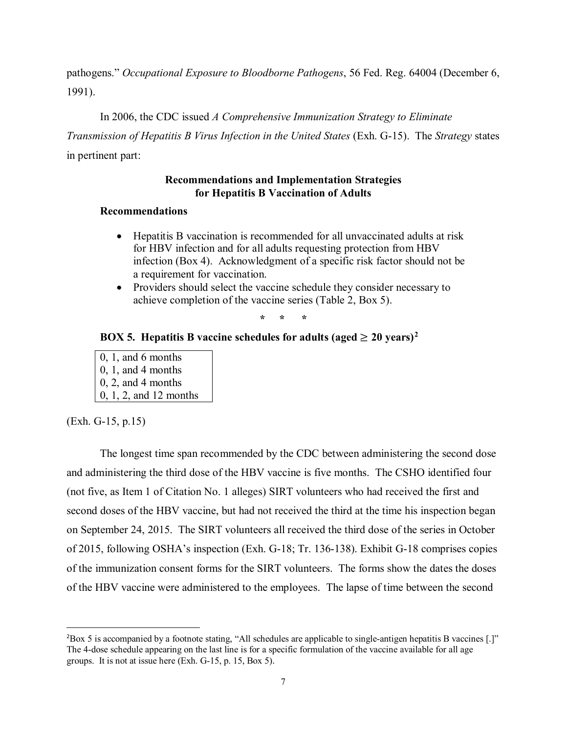pathogens." *Occupational Exposure to Bloodborne Pathogens*, 56 Fed. Reg. 64004 (December 6, 1991).

In 2006, the CDC issued *A Comprehensive Immunization Strategy to Eliminate Transmission of Hepatitis B Virus Infection in the United States* (Exh. G-15). The *Strategy* states in pertinent part:

**Recommendations and Implementation Strategies for Hepatitis B Vaccination of Adults**

**Recommendations**

- Hepatitis B vaccination is recommended for all unvaccinated adults at risk for HBV infection and for all adults requesting protection from HBV infection (Box 4). Acknowledgment of a specific risk factor should not be a requirement for vaccination.
- Providers should select the vaccine schedule they consider necessary to achieve completion of the vaccine series (Table 2, Box 5).

\* \* \*

**BOX 5. Hepatitis B vaccine schedules for adults (aged ≥ 20 years)[2]**

| 0, 1, and 6 months |
|---|
| 0, 1, and 4 months |
| 0, 2, and 4 months |
| 0, 1, 2, and 12 months |

(Exh. G-15, p.15)

The longest time span recommended by the CDC between administering the second dose and administering the third dose of the HBV vaccine is five months. The CSHO identified four (not five, as Item 1 of Citation No. 1 alleges) SIRT volunteers who had received the first and second doses of the HBV vaccine, but had not received the third at the time his inspection began on September 24, 2015. The SIRT volunteers all received the third dose of the series in October of 2015, following OSHA's inspection (Exh. G-18; Tr. 136-138). Exhibit G-18 comprises copies of the immunization consent forms for the SIRT volunteers. The forms show the dates the doses of the HBV vaccine were administered to the employees. The lapse of time between the second

[2]Box 5 is accompanied by a footnote stating, "All schedules are applicable to single-antigen hepatitis B vaccines [.]" The 4-dose schedule appearing on the last line is for a specific formulation of the vaccine available for all age groups. It is not at issue here (Exh. G-15, p. 15, Box 5).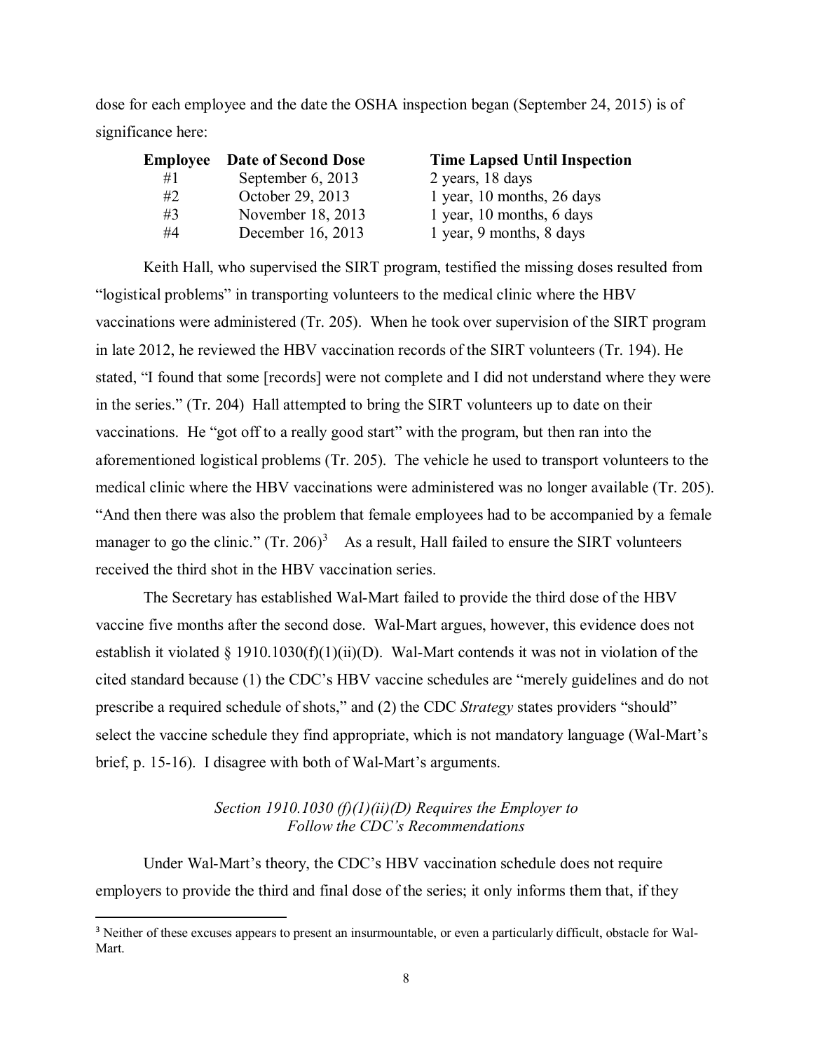dose for each employee and the date the OSHA inspection began (September 24, 2015) is of significance here:

| Employee | Date of Second Dose | Time Lapsed Until Inspection |
|---|---|---|
| #1 | September 6, 2013 | 2 years, 18 days |
| #2 | October 29, 2013 | 1 year, 10 months, 26 days |
| #3 | November 18, 2013 | 1 year, 10 months, 6 days |
| #4 | December 16, 2013 | 1 year, 9 months, 8 days |

Keith Hall, who supervised the SIRT program, testified the missing doses resulted from "logistical problems" in transporting volunteers to the medical clinic where the HBV vaccinations were administered (Tr. 205). When he took over supervision of the SIRT program in late 2012, he reviewed the HBV vaccination records of the SIRT volunteers (Tr. 194). He stated, "I found that some [records] were not complete and I did not understand where they were in the series." (Tr. 204) Hall attempted to bring the SIRT volunteers up to date on their vaccinations. He "got off to a really good start" with the program, but then ran into the aforementioned logistical problems (Tr. 205). The vehicle he used to transport volunteers to the medical clinic where the HBV vaccinations were administered was no longer available (Tr. 205). "And then there was also the problem that female employees had to be accompanied by a female manager to go the clinic." (Tr. 206)[3] As a result, Hall failed to ensure the SIRT volunteers received the third shot in the HBV vaccination series.

The Secretary has established Wal-Mart failed to provide the third dose of the HBV vaccine five months after the second dose. Wal-Mart argues, however, this evidence does not establish it violated § 1910.1030(f)(1)(ii)(D). Wal-Mart contends it was not in violation of the cited standard because (1) the CDC's HBV vaccine schedules are "merely guidelines and do not prescribe a required schedule of shots," and (2) the CDC *Strategy* states providers "should" select the vaccine schedule they find appropriate, which is not mandatory language (Wal-Mart's brief, p. 15-16). I disagree with both of Wal-Mart's arguments.

*Section 1910.1030 (f)(1)(ii)(D) Requires the Employer to Follow the CDC's Recommendations*

Under Wal-Mart's theory, the CDC's HBV vaccination schedule does not require employers to provide the third and final dose of the series; it only informs them that, if they

[3] Neither of these excuses appears to present an insurmountable, or even a particularly difficult, obstacle for Wal-Mart.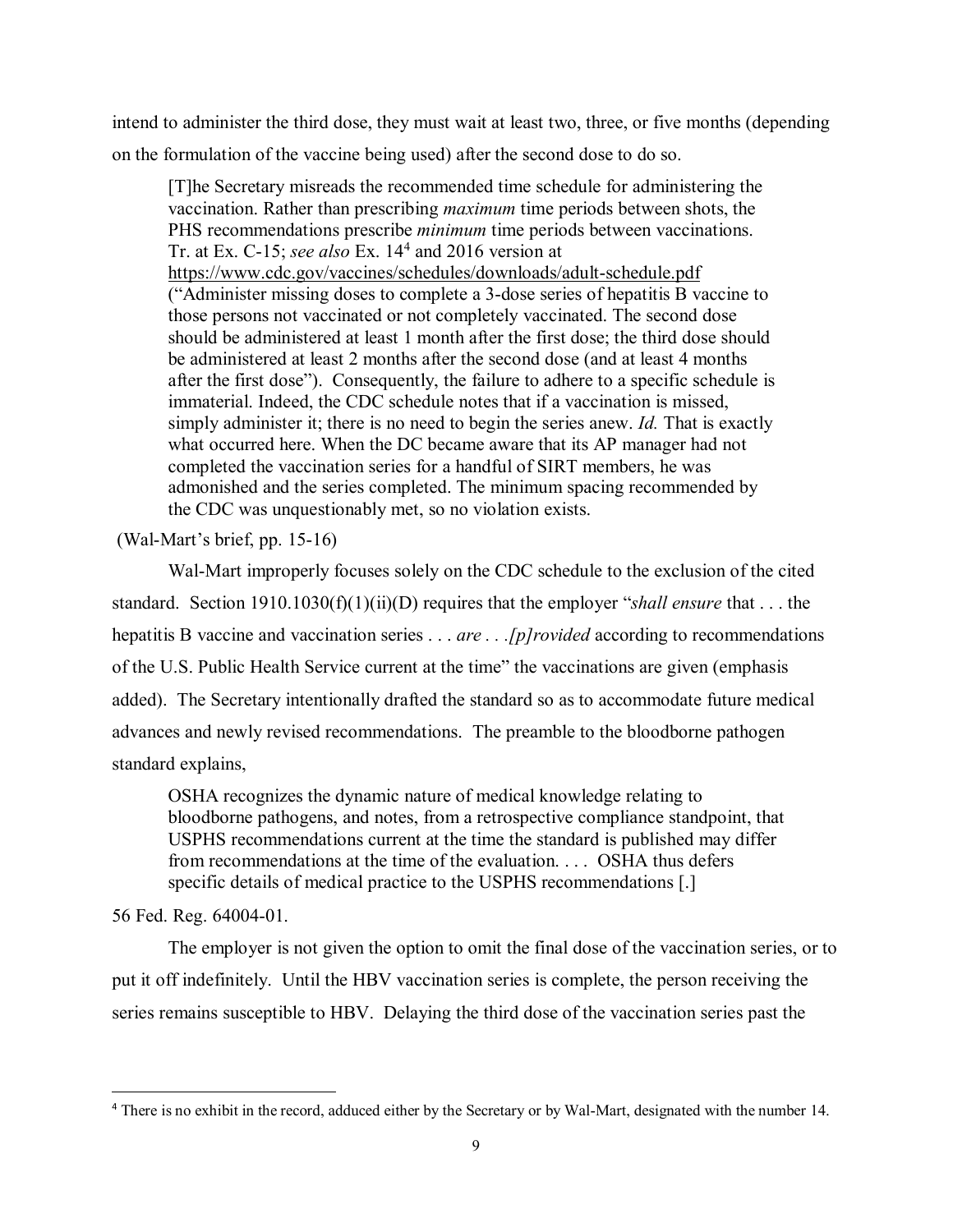intend to administer the third dose, they must wait at least two, three, or five months (depending on the formulation of the vaccine being used) after the second dose to do so.

> [T]he Secretary misreads the recommended time schedule for administering the vaccination. Rather than prescribing *maximum* time periods between shots, the PHS recommendations prescribe *minimum* time periods between vaccinations. Tr. at Ex. C-15; *see also* Ex. 14[4] and 2016 version at https://www.cdc.gov/vaccines/schedules/downloads/adult-schedule.pdf ("Administer missing doses to complete a 3-dose series of hepatitis B vaccine to those persons not vaccinated or not completely vaccinated. The second dose should be administered at least 1 month after the first dose; the third dose should be administered at least 2 months after the second dose (and at least 4 months after the first dose"). Consequently, the failure to adhere to a specific schedule is immaterial. Indeed, the CDC schedule notes that if a vaccination is missed, simply administer it; there is no need to begin the series anew. *Id.* That is exactly what occurred here. When the DC became aware that its AP manager had not completed the vaccination series for a handful of SIRT members, he was admonished and the series completed. The minimum spacing recommended by the CDC was unquestionably met, so no violation exists.

(Wal-Mart's brief, pp. 15-16)

Wal-Mart improperly focuses solely on the CDC schedule to the exclusion of the cited standard. Section 1910.1030(f)(1)(ii)(D) requires that the employer "*shall ensure* that . . . the hepatitis B vaccine and vaccination series . . . *are . . .[p]rovided* according to recommendations of the U.S. Public Health Service current at the time" the vaccinations are given (emphasis added). The Secretary intentionally drafted the standard so as to accommodate future medical advances and newly revised recommendations. The preamble to the bloodborne pathogen standard explains,

> OSHA recognizes the dynamic nature of medical knowledge relating to bloodborne pathogens, and notes, from a retrospective compliance standpoint, that USPHS recommendations current at the time the standard is published may differ from recommendations at the time of the evaluation. . . . OSHA thus defers specific details of medical practice to the USPHS recommendations [.]

56 Fed. Reg. 64004-01.

The employer is not given the option to omit the final dose of the vaccination series, or to put it off indefinitely. Until the HBV vaccination series is complete, the person receiving the series remains susceptible to HBV. Delaying the third dose of the vaccination series past the

---

[4] There is no exhibit in the record, adduced either by the Secretary or by Wal-Mart, designated with the number 14.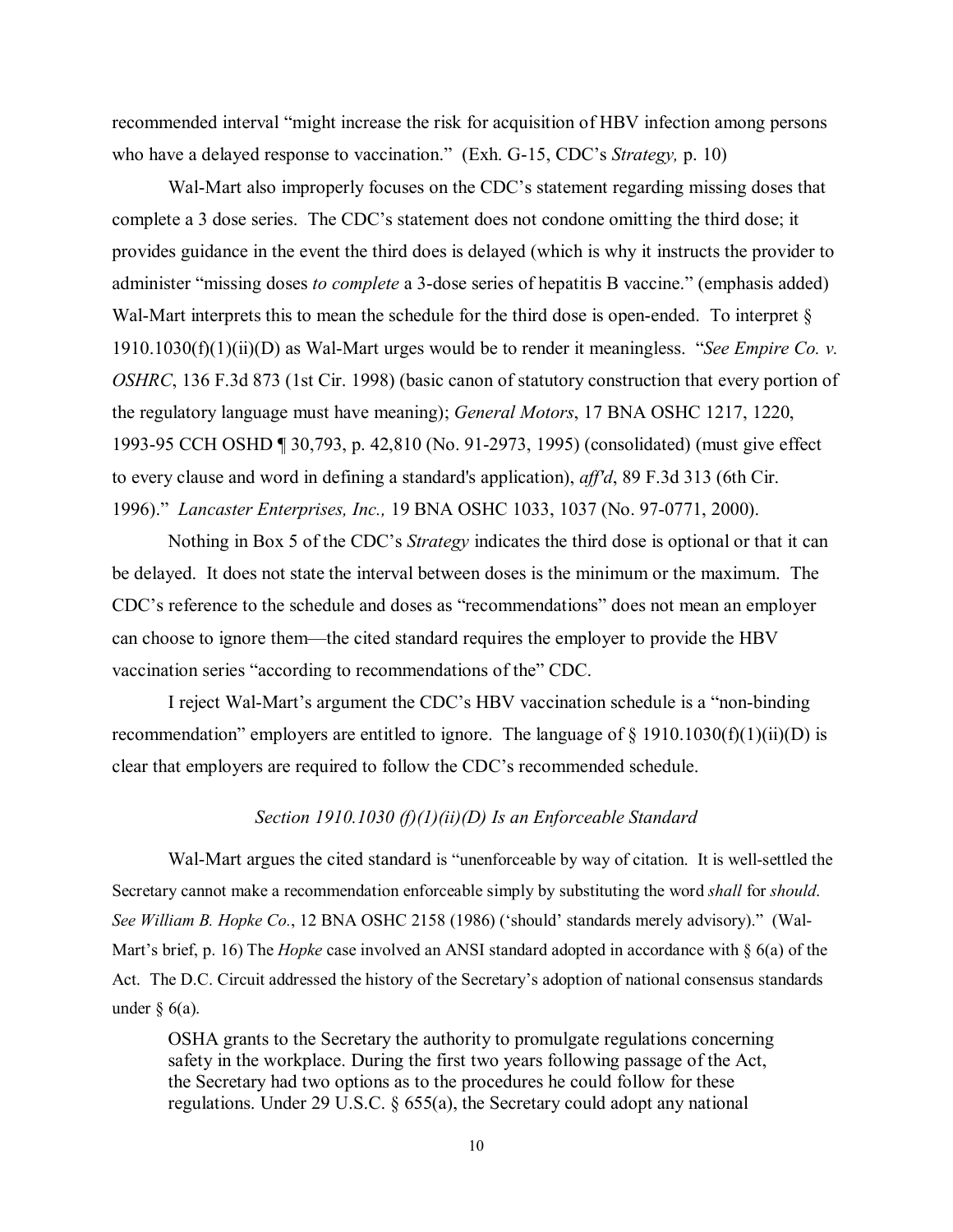recommended interval "might increase the risk for acquisition of HBV infection among persons who have a delayed response to vaccination." (Exh. G-15, CDC's *Strategy,* p. 10)

Wal-Mart also improperly focuses on the CDC's statement regarding missing doses that complete a 3 dose series. The CDC's statement does not condone omitting the third dose; it provides guidance in the event the third does is delayed (which is why it instructs the provider to administer "missing doses *to complete* a 3-dose series of hepatitis B vaccine." (emphasis added) Wal-Mart interprets this to mean the schedule for the third dose is open-ended. To interpret § 1910.1030(f)(1)(ii)(D) as Wal-Mart urges would be to render it meaningless. "*See Empire Co. v. OSHRC*, 136 F.3d 873 (1st Cir. 1998) (basic canon of statutory construction that every portion of the regulatory language must have meaning); *General Motors*, 17 BNA OSHC 1217, 1220, 1993-95 CCH OSHD ¶ 30,793, p. 42,810 (No. 91-2973, 1995) (consolidated) (must give effect to every clause and word in defining a standard's application), *aff'd*, 89 F.3d 313 (6th Cir. 1996)." *Lancaster Enterprises, Inc.,* 19 BNA OSHC 1033, 1037 (No. 97-0771, 2000).

Nothing in Box 5 of the CDC's *Strategy* indicates the third dose is optional or that it can be delayed. It does not state the interval between doses is the minimum or the maximum. The CDC's reference to the schedule and doses as "recommendations" does not mean an employer can choose to ignore them—the cited standard requires the employer to provide the HBV vaccination series "according to recommendations of the" CDC.

I reject Wal-Mart's argument the CDC's HBV vaccination schedule is a "non-binding recommendation" employers are entitled to ignore. The language of § 1910.1030(f)(1)(ii)(D) is clear that employers are required to follow the CDC's recommended schedule.

*Section 1910.1030 (f)(1)(ii)(D) Is an Enforceable Standard*

Wal-Mart argues the cited standard is "unenforceable by way of citation. It is well-settled the Secretary cannot make a recommendation enforceable simply by substituting the word *shall* for *should*. *See William B. Hopke Co.*, 12 BNA OSHC 2158 (1986) ('should' standards merely advisory)." (Wal-Mart's brief, p. 16) The *Hopke* case involved an ANSI standard adopted in accordance with § 6(a) of the Act. The D.C. Circuit addressed the history of the Secretary's adoption of national consensus standards under § 6(a).

> OSHA grants to the Secretary the authority to promulgate regulations concerning safety in the workplace. During the first two years following passage of the Act, the Secretary had two options as to the procedures he could follow for these regulations. Under 29 U.S.C. § 655(a), the Secretary could adopt any national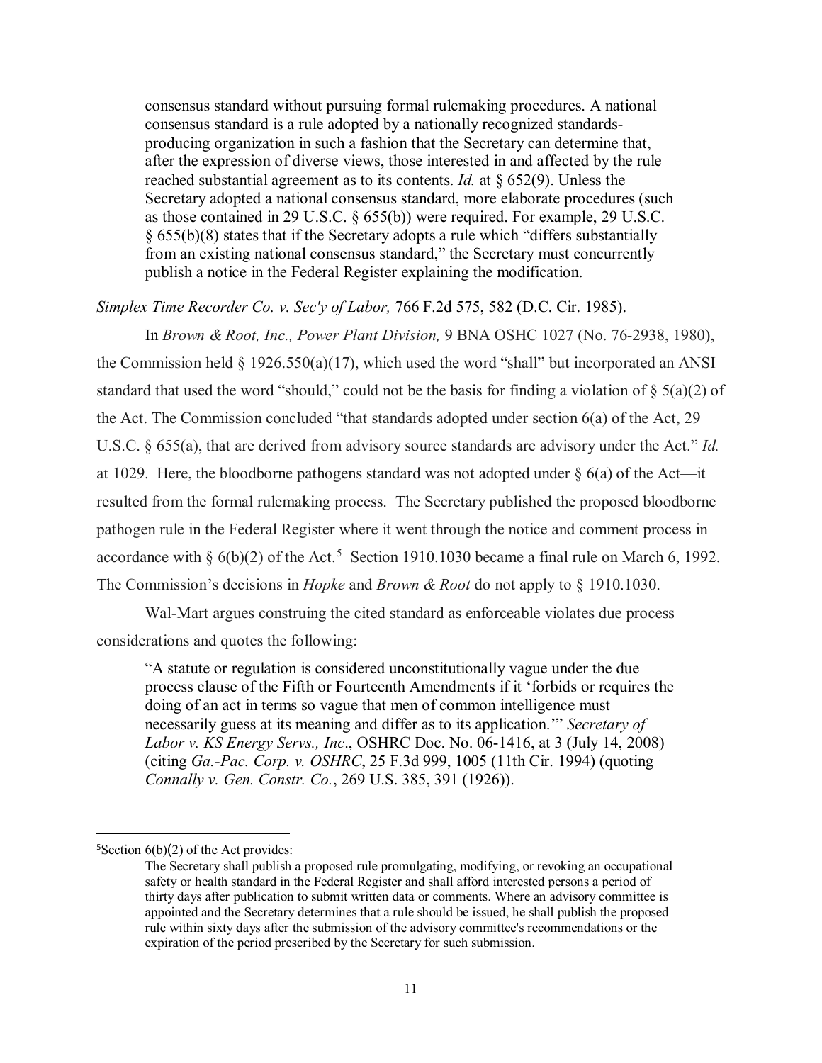> consensus standard without pursuing formal rulemaking procedures. A national consensus standard is a rule adopted by a nationally recognized standards-producing organization in such a fashion that the Secretary can determine that, after the expression of diverse views, those interested in and affected by the rule reached substantial agreement as to its contents. *Id.* at § 652(9). Unless the Secretary adopted a national consensus standard, more elaborate procedures (such as those contained in 29 U.S.C. § 655(b)) were required. For example, 29 U.S.C. § 655(b)(8) states that if the Secretary adopts a rule which "differs substantially from an existing national consensus standard," the Secretary must concurrently publish a notice in the Federal Register explaining the modification.

*Simplex Time Recorder Co. v. Sec'y of Labor,* 766 F.2d 575, 582 (D.C. Cir. 1985).

In *Brown & Root, Inc., Power Plant Division,* 9 BNA OSHC 1027 (No. 76-2938, 1980), the Commission held § 1926.550(a)(17), which used the word "shall" but incorporated an ANSI standard that used the word "should," could not be the basis for finding a violation of § 5(a)(2) of the Act. The Commission concluded "that standards adopted under section 6(a) of the Act, 29 U.S.C. § 655(a), that are derived from advisory source standards are advisory under the Act." *Id.* at 1029. Here, the bloodborne pathogens standard was not adopted under § 6(a) of the Act—it resulted from the formal rulemaking process. The Secretary published the proposed bloodborne pathogen rule in the Federal Register where it went through the notice and comment process in accordance with § 6(b)(2) of the Act.[5] Section 1910.1030 became a final rule on March 6, 1992. The Commission's decisions in *Hopke* and *Brown & Root* do not apply to § 1910.1030.

Wal-Mart argues construing the cited standard as enforceable violates due process considerations and quotes the following:

> "A statute or regulation is considered unconstitutionally vague under the due process clause of the Fifth or Fourteenth Amendments if it 'forbids or requires the doing of an act in terms so vague that men of common intelligence must necessarily guess at its meaning and differ as to its application.'" *Secretary of Labor v. KS Energy Servs., Inc*., OSHRC Doc. No. 06-1416, at 3 (July 14, 2008) (citing *Ga.-Pac. Corp. v. OSHRC*, 25 F.3d 999, 1005 (11th Cir. 1994) (quoting *Connally v. Gen. Constr. Co.*, 269 U.S. 385, 391 (1926)).

---

[5] Section 6(b)(2) of the Act provides:

> The Secretary shall publish a proposed rule promulgating, modifying, or revoking an occupational safety or health standard in the Federal Register and shall afford interested persons a period of thirty days after publication to submit written data or comments. Where an advisory committee is appointed and the Secretary determines that a rule should be issued, he shall publish the proposed rule within sixty days after the submission of the advisory committee's recommendations or the expiration of the period prescribed by the Secretary for such submission.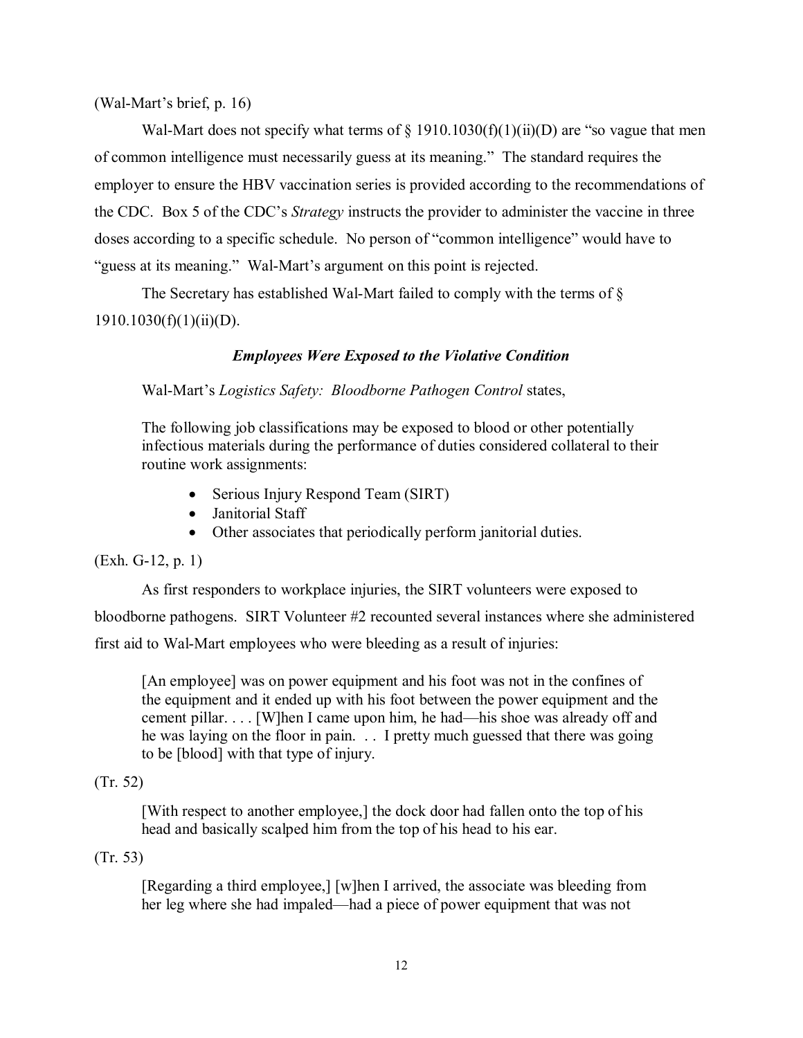(Wal-Mart's brief, p. 16)

Wal-Mart does not specify what terms of § 1910.1030(f)(1)(ii)(D) are "so vague that men of common intelligence must necessarily guess at its meaning." The standard requires the employer to ensure the HBV vaccination series is provided according to the recommendations of the CDC. Box 5 of the CDC's *Strategy* instructs the provider to administer the vaccine in three doses according to a specific schedule. No person of "common intelligence" would have to "guess at its meaning." Wal-Mart's argument on this point is rejected.

The Secretary has established Wal-Mart failed to comply with the terms of § 1910.1030(f)(1)(ii)(D).

### *Employees Were Exposed to the Violative Condition*

Wal-Mart's *Logistics Safety: Bloodborne Pathogen Control* states,

> The following job classifications may be exposed to blood or other potentially infectious materials during the performance of duties considered collateral to their routine work assignments:
>
> - Serious Injury Respond Team (SIRT)
> - Janitorial Staff
> - Other associates that periodically perform janitorial duties.

(Exh. G-12, p. 1)

As first responders to workplace injuries, the SIRT volunteers were exposed to bloodborne pathogens. SIRT Volunteer #2 recounted several instances where she administered first aid to Wal-Mart employees who were bleeding as a result of injuries:

> [An employee] was on power equipment and his foot was not in the confines of the equipment and it ended up with his foot between the power equipment and the cement pillar. . . . [W]hen I came upon him, he had—his shoe was already off and he was laying on the floor in pain. . . I pretty much guessed that there was going to be [blood] with that type of injury.

(Tr. 52)

> [With respect to another employee,] the dock door had fallen onto the top of his head and basically scalped him from the top of his head to his ear.

(Tr. 53)

> [Regarding a third employee,] [w]hen I arrived, the associate was bleeding from her leg where she had impaled—had a piece of power equipment that was not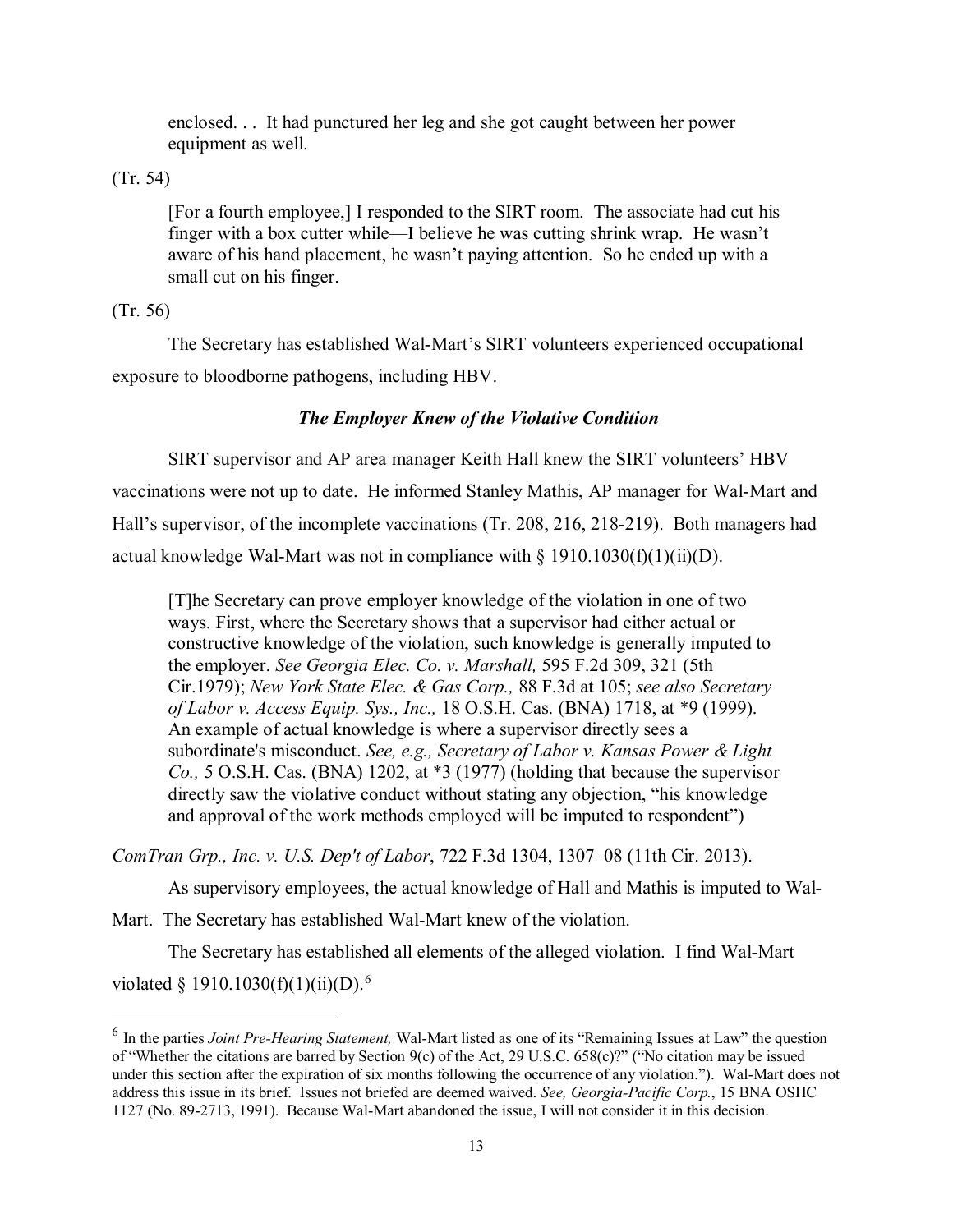> enclosed. . . It had punctured her leg and she got caught between her power equipment as well.

(Tr. 54)

> [For a fourth employee,] I responded to the SIRT room. The associate had cut his finger with a box cutter while—I believe he was cutting shrink wrap. He wasn't aware of his hand placement, he wasn't paying attention. So he ended up with a small cut on his finger.

(Tr. 56)

The Secretary has established Wal-Mart's SIRT volunteers experienced occupational exposure to bloodborne pathogens, including HBV.

### *The Employer Knew of the Violative Condition*

SIRT supervisor and AP area manager Keith Hall knew the SIRT volunteers' HBV vaccinations were not up to date. He informed Stanley Mathis, AP manager for Wal-Mart and Hall's supervisor, of the incomplete vaccinations (Tr. 208, 216, 218-219). Both managers had actual knowledge Wal-Mart was not in compliance with § 1910.1030(f)(1)(ii)(D).

> [T]he Secretary can prove employer knowledge of the violation in one of two ways. First, where the Secretary shows that a supervisor had either actual or constructive knowledge of the violation, such knowledge is generally imputed to the employer. *See Georgia Elec. Co. v. Marshall,* 595 F.2d 309, 321 (5th Cir.1979); *New York State Elec. & Gas Corp.,* 88 F.3d at 105; *see also Secretary of Labor v. Access Equip. Sys., Inc.,* 18 O.S.H. Cas. (BNA) 1718, at *9 (1999). An example of actual knowledge is where a supervisor directly sees a subordinate's misconduct. *See, e.g., Secretary of Labor v. Kansas Power & Light Co.,* 5 O.S.H. Cas. (BNA) 1202, at *3 (1977) (holding that because the supervisor directly saw the violative conduct without stating any objection, "his knowledge and approval of the work methods employed will be imputed to respondent")

*ComTran Grp., Inc. v. U.S. Dep't of Labor*, 722 F.3d 1304, 1307–08 (11th Cir. 2013).

As supervisory employees, the actual knowledge of Hall and Mathis is imputed to Wal-Mart. The Secretary has established Wal-Mart knew of the violation.

The Secretary has established all elements of the alleged violation. I find Wal-Mart violated § 1910.1030(f)(1)(ii)(D).[6]

---

[6] In the parties *Joint Pre-Hearing Statement,* Wal-Mart listed as one of its "Remaining Issues at Law" the question of "Whether the citations are barred by Section 9(c) of the Act, 29 U.S.C. 658(c)?" ("No citation may be issued under this section after the expiration of six months following the occurrence of any violation."). Wal-Mart does not address this issue in its brief. Issues not briefed are deemed waived. *See, Georgia-Pacific Corp.*, 15 BNA OSHC 1127 (No. 89-2713, 1991). Because Wal-Mart abandoned the issue, I will not consider it in this decision.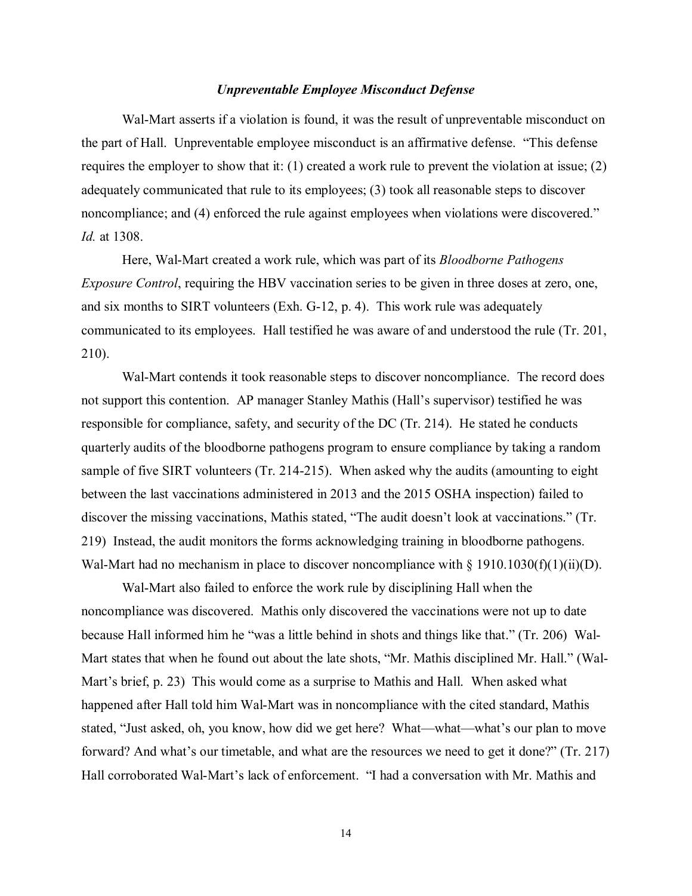### *Unpreventable Employee Misconduct Defense*

Wal-Mart asserts if a violation is found, it was the result of unpreventable misconduct on the part of Hall. Unpreventable employee misconduct is an affirmative defense. "This defense requires the employer to show that it: (1) created a work rule to prevent the violation at issue; (2) adequately communicated that rule to its employees; (3) took all reasonable steps to discover noncompliance; and (4) enforced the rule against employees when violations were discovered." *Id.* at 1308.

Here, Wal-Mart created a work rule, which was part of its *Bloodborne Pathogens Exposure Control*, requiring the HBV vaccination series to be given in three doses at zero, one, and six months to SIRT volunteers (Exh. G-12, p. 4). This work rule was adequately communicated to its employees. Hall testified he was aware of and understood the rule (Tr. 201, 210).

Wal-Mart contends it took reasonable steps to discover noncompliance. The record does not support this contention. AP manager Stanley Mathis (Hall's supervisor) testified he was responsible for compliance, safety, and security of the DC (Tr. 214). He stated he conducts quarterly audits of the bloodborne pathogens program to ensure compliance by taking a random sample of five SIRT volunteers (Tr. 214-215). When asked why the audits (amounting to eight between the last vaccinations administered in 2013 and the 2015 OSHA inspection) failed to discover the missing vaccinations, Mathis stated, "The audit doesn't look at vaccinations." (Tr. 219) Instead, the audit monitors the forms acknowledging training in bloodborne pathogens. Wal-Mart had no mechanism in place to discover noncompliance with § 1910.1030(f)(1)(ii)(D).

Wal-Mart also failed to enforce the work rule by disciplining Hall when the noncompliance was discovered. Mathis only discovered the vaccinations were not up to date because Hall informed him he "was a little behind in shots and things like that." (Tr. 206) Wal-Mart states that when he found out about the late shots, "Mr. Mathis disciplined Mr. Hall." (Wal-Mart's brief, p. 23) This would come as a surprise to Mathis and Hall. When asked what happened after Hall told him Wal-Mart was in noncompliance with the cited standard, Mathis stated, "Just asked, oh, you know, how did we get here? What—what—what's our plan to move forward? And what's our timetable, and what are the resources we need to get it done?" (Tr. 217) Hall corroborated Wal-Mart's lack of enforcement. "I had a conversation with Mr. Mathis and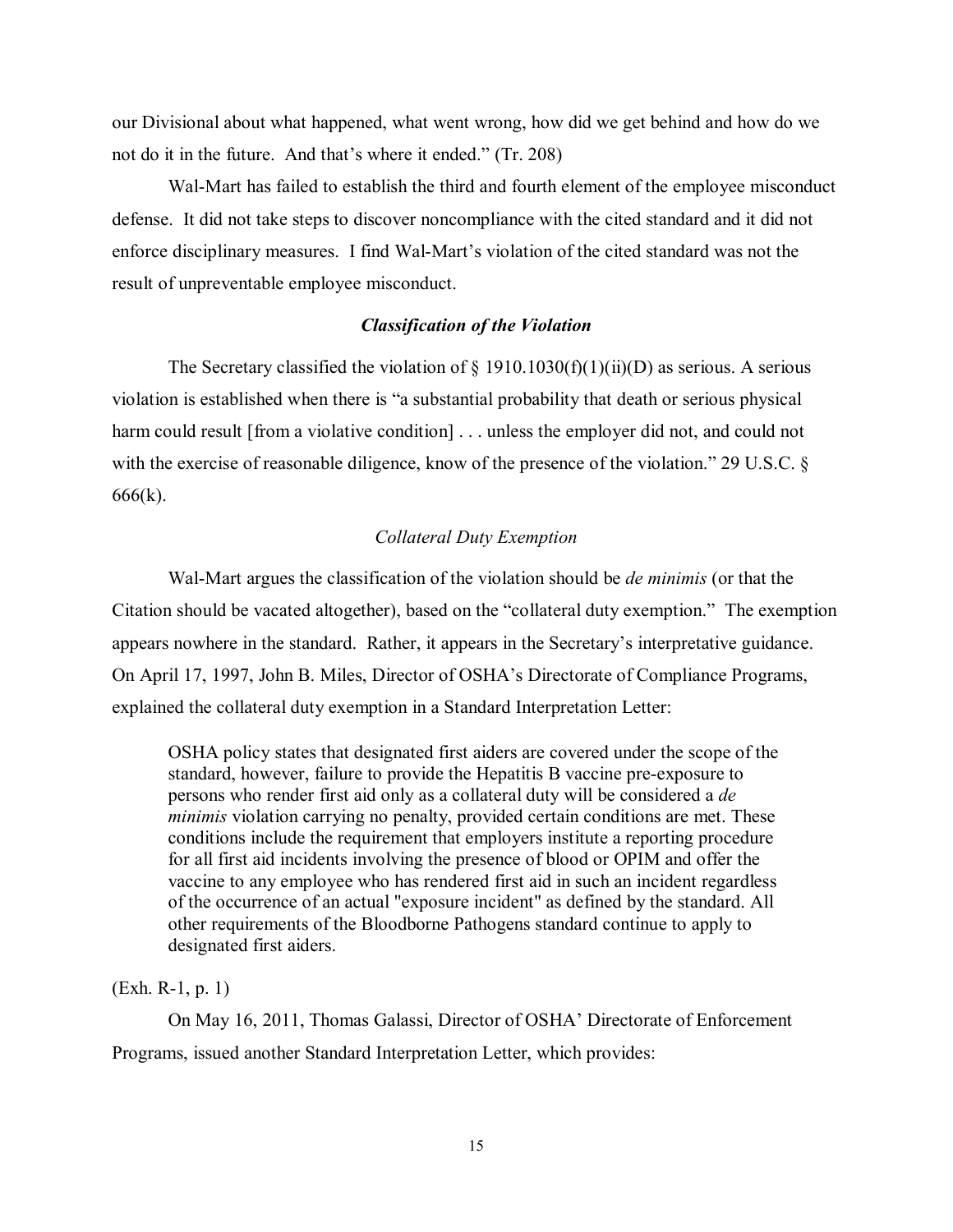our Divisional about what happened, what went wrong, how did we get behind and how do we not do it in the future. And that's where it ended." (Tr. 208)

Wal-Mart has failed to establish the third and fourth element of the employee misconduct defense. It did not take steps to discover noncompliance with the cited standard and it did not enforce disciplinary measures. I find Wal-Mart's violation of the cited standard was not the result of unpreventable employee misconduct.

### *Classification of the Violation*

The Secretary classified the violation of § 1910.1030(f)(1)(ii)(D) as serious. A serious violation is established when there is "a substantial probability that death or serious physical harm could result [from a violative condition] . . . unless the employer did not, and could not with the exercise of reasonable diligence, know of the presence of the violation." 29 U.S.C. § 666(k).

#### *Collateral Duty Exemption*

Wal-Mart argues the classification of the violation should be *de minimis* (or that the Citation should be vacated altogether), based on the "collateral duty exemption." The exemption appears nowhere in the standard. Rather, it appears in the Secretary's interpretative guidance. On April 17, 1997, John B. Miles, Director of OSHA's Directorate of Compliance Programs, explained the collateral duty exemption in a Standard Interpretation Letter:

> OSHA policy states that designated first aiders are covered under the scope of the standard, however, failure to provide the Hepatitis B vaccine pre-exposure to persons who render first aid only as a collateral duty will be considered a *de minimis* violation carrying no penalty, provided certain conditions are met. These conditions include the requirement that employers institute a reporting procedure for all first aid incidents involving the presence of blood or OPIM and offer the vaccine to any employee who has rendered first aid in such an incident regardless of the occurrence of an actual "exposure incident" as defined by the standard. All other requirements of the Bloodborne Pathogens standard continue to apply to designated first aiders.

(Exh. R-1, p. 1)

On May 16, 2011, Thomas Galassi, Director of OSHA' Directorate of Enforcement Programs, issued another Standard Interpretation Letter, which provides: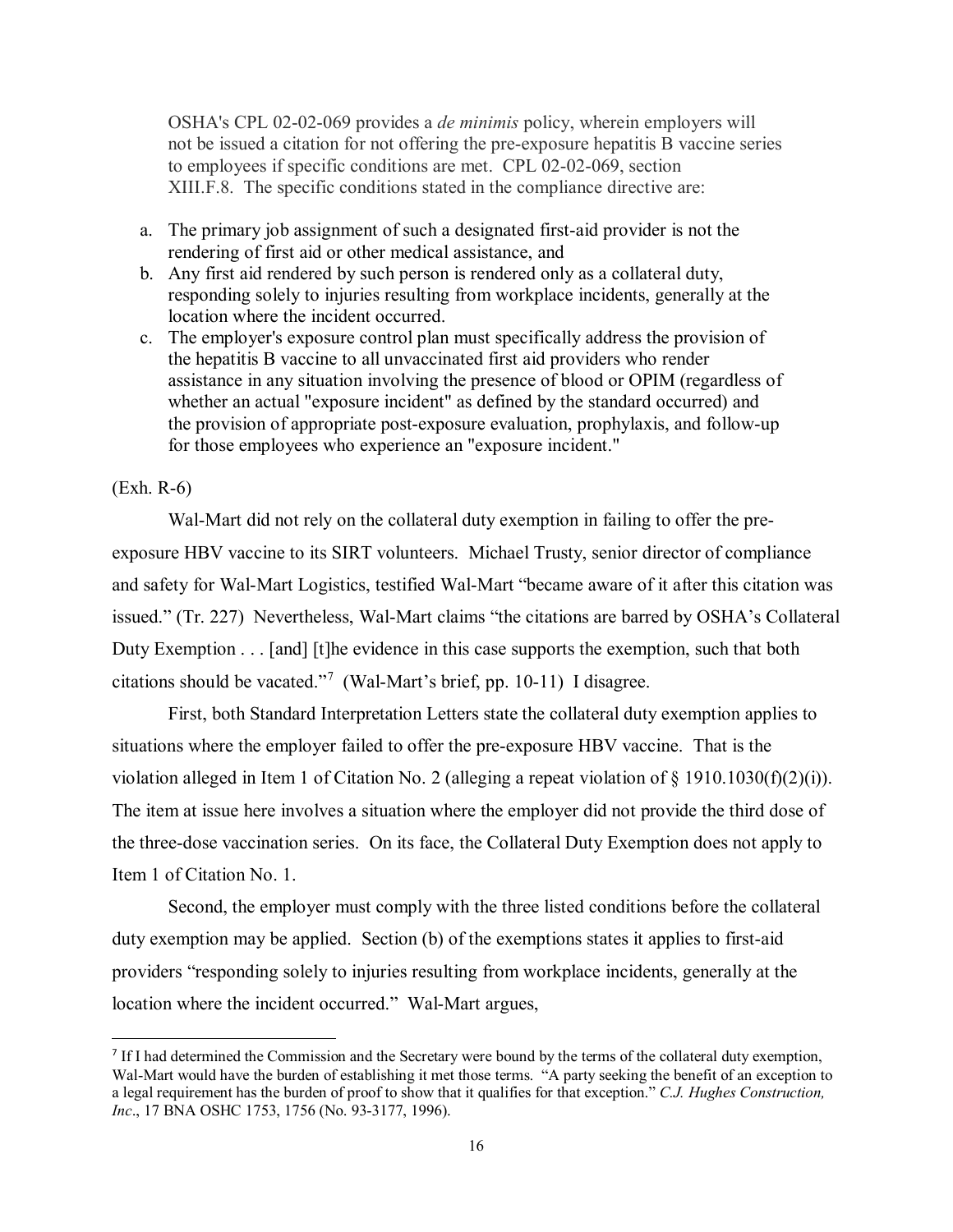> OSHA's CPL 02-02-069 provides a *de minimis* policy, wherein employers will not be issued a citation for not offering the pre-exposure hepatitis B vaccine series to employees if specific conditions are met. CPL 02-02-069, section XIII.F.8. The specific conditions stated in the compliance directive are:
>
> a. The primary job assignment of such a designated first-aid provider is not the rendering of first aid or other medical assistance, and
> b. Any first aid rendered by such person is rendered only as a collateral duty, responding solely to injuries resulting from workplace incidents, generally at the location where the incident occurred.
> c. The employer's exposure control plan must specifically address the provision of the hepatitis B vaccine to all unvaccinated first aid providers who render assistance in any situation involving the presence of blood or OPIM (regardless of whether an actual "exposure incident" as defined by the standard occurred) and the provision of appropriate post-exposure evaluation, prophylaxis, and follow-up for those employees who experience an "exposure incident."

(Exh. R-6)

Wal-Mart did not rely on the collateral duty exemption in failing to offer the pre-exposure HBV vaccine to its SIRT volunteers. Michael Trusty, senior director of compliance and safety for Wal-Mart Logistics, testified Wal-Mart "became aware of it after this citation was issued." (Tr. 227) Nevertheless, Wal-Mart claims "the citations are barred by OSHA's Collateral Duty Exemption . . . [and] [t]he evidence in this case supports the exemption, such that both citations should be vacated."[7] (Wal-Mart's brief, pp. 10-11) I disagree.

First, both Standard Interpretation Letters state the collateral duty exemption applies to situations where the employer failed to offer the pre-exposure HBV vaccine. That is the violation alleged in Item 1 of Citation No. 2 (alleging a repeat violation of § 1910.1030(f)(2)(i)). The item at issue here involves a situation where the employer did not provide the third dose of the three-dose vaccination series. On its face, the Collateral Duty Exemption does not apply to Item 1 of Citation No. 1.

Second, the employer must comply with the three listed conditions before the collateral duty exemption may be applied. Section (b) of the exemptions states it applies to first-aid providers "responding solely to injuries resulting from workplace incidents, generally at the location where the incident occurred." Wal-Mart argues,

---

[7] If I had determined the Commission and the Secretary were bound by the terms of the collateral duty exemption, Wal-Mart would have the burden of establishing it met those terms. "A party seeking the benefit of an exception to a legal requirement has the burden of proof to show that it qualifies for that exception." *C.J. Hughes Construction, Inc*., 17 BNA OSHC 1753, 1756 (No. 93-3177, 1996).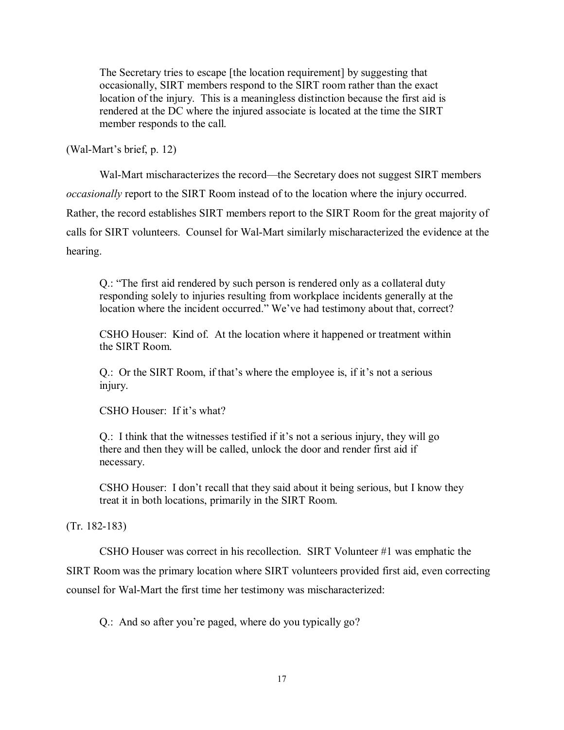> The Secretary tries to escape [the location requirement] by suggesting that occasionally, SIRT members respond to the SIRT room rather than the exact location of the injury. This is a meaningless distinction because the first aid is rendered at the DC where the injured associate is located at the time the SIRT member responds to the call.

(Wal-Mart's brief, p. 12)

Wal-Mart mischaracterizes the record—the Secretary does not suggest SIRT members *occasionally* report to the SIRT Room instead of to the location where the injury occurred. Rather, the record establishes SIRT members report to the SIRT Room for the great majority of calls for SIRT volunteers. Counsel for Wal-Mart similarly mischaracterized the evidence at the hearing.

> Q.: "The first aid rendered by such person is rendered only as a collateral duty responding solely to injuries resulting from workplace incidents generally at the location where the incident occurred." We've had testimony about that, correct?
>
> CSHO Houser: Kind of. At the location where it happened or treatment within the SIRT Room.
>
> Q.: Or the SIRT Room, if that's where the employee is, if it's not a serious injury.
>
> CSHO Houser: If it's what?
>
> Q.: I think that the witnesses testified if it's not a serious injury, they will go there and then they will be called, unlock the door and render first aid if necessary.
>
> CSHO Houser: I don't recall that they said about it being serious, but I know they treat it in both locations, primarily in the SIRT Room.

(Tr. 182-183)

CSHO Houser was correct in his recollection. SIRT Volunteer #1 was emphatic the SIRT Room was the primary location where SIRT volunteers provided first aid, even correcting counsel for Wal-Mart the first time her testimony was mischaracterized:

> Q.: And so after you're paged, where do you typically go?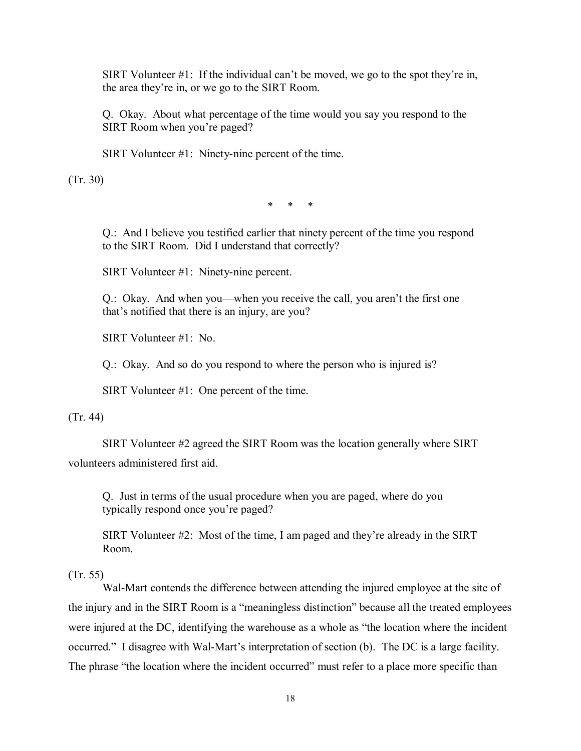> SIRT Volunteer #1: If the individual can't be moved, we go to the spot they're in, the area they're in, or we go to the SIRT Room.
>
> Q. Okay. About what percentage of the time would you say you respond to the SIRT Room when you're paged?
>
> SIRT Volunteer #1: Ninety-nine percent of the time.

(Tr. 30)

\* \* \*

> Q.: And I believe you testified earlier that ninety percent of the time you respond to the SIRT Room. Did I understand that correctly?
>
> SIRT Volunteer #1: Ninety-nine percent.
>
> Q.: Okay. And when you—when you receive the call, you aren't the first one that's notified that there is an injury, are you?
>
> SIRT Volunteer #1: No.
>
> Q.: Okay. And so do you respond to where the person who is injured is?
>
> SIRT Volunteer #1: One percent of the time.

(Tr. 44)

SIRT Volunteer #2 agreed the SIRT Room was the location generally where SIRT volunteers administered first aid.

> Q. Just in terms of the usual procedure when you are paged, where do you typically respond once you're paged?
>
> SIRT Volunteer #2: Most of the time, I am paged and they're already in the SIRT Room.

(Tr. 55)

Wal-Mart contends the difference between attending the injured employee at the site of the injury and in the SIRT Room is a "meaningless distinction" because all the treated employees were injured at the DC, identifying the warehouse as a whole as "the location where the incident occurred." I disagree with Wal-Mart's interpretation of section (b). The DC is a large facility. The phrase "the location where the incident occurred" must refer to a place more specific than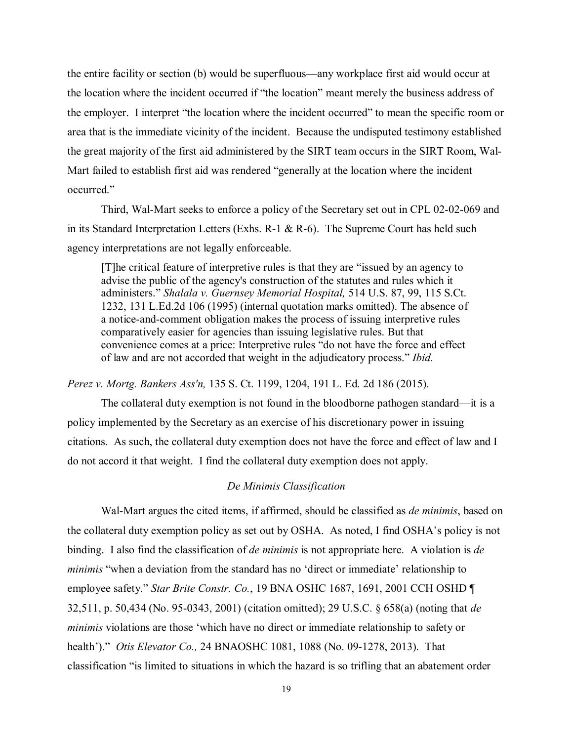the entire facility or section (b) would be superfluous—any workplace first aid would occur at the location where the incident occurred if "the location" meant merely the business address of the employer. I interpret "the location where the incident occurred" to mean the specific room or area that is the immediate vicinity of the incident. Because the undisputed testimony established the great majority of the first aid administered by the SIRT team occurs in the SIRT Room, Wal-Mart failed to establish first aid was rendered "generally at the location where the incident occurred."

Third, Wal-Mart seeks to enforce a policy of the Secretary set out in CPL 02-02-069 and in its Standard Interpretation Letters (Exhs. R-1 & R-6). The Supreme Court has held such agency interpretations are not legally enforceable.

> [T]he critical feature of interpretive rules is that they are "issued by an agency to advise the public of the agency's construction of the statutes and rules which it administers." *Shalala v. Guernsey Memorial Hospital,* 514 U.S. 87, 99, 115 S.Ct. 1232, 131 L.Ed.2d 106 (1995) (internal quotation marks omitted). The absence of a notice-and-comment obligation makes the process of issuing interpretive rules comparatively easier for agencies than issuing legislative rules. But that convenience comes at a price: Interpretive rules "do not have the force and effect of law and are not accorded that weight in the adjudicatory process." *Ibid.*

*Perez v. Mortg. Bankers Ass'n,* 135 S. Ct. 1199, 1204, 191 L. Ed. 2d 186 (2015).

The collateral duty exemption is not found in the bloodborne pathogen standard—it is a policy implemented by the Secretary as an exercise of his discretionary power in issuing citations. As such, the collateral duty exemption does not have the force and effect of law and I do not accord it that weight. I find the collateral duty exemption does not apply.

### *De Minimis Classification*

Wal-Mart argues the cited items, if affirmed, should be classified as *de minimis*, based on the collateral duty exemption policy as set out by OSHA. As noted, I find OSHA's policy is not binding. I also find the classification of *de minimis* is not appropriate here. A violation is *de minimis* "when a deviation from the standard has no 'direct or immediate' relationship to employee safety." *Star Brite Constr. Co.*, 19 BNA OSHC 1687, 1691, 2001 CCH OSHD ¶ 32,511, p. 50,434 (No. 95-0343, 2001) (citation omitted); 29 U.S.C. § 658(a) (noting that *de minimis* violations are those 'which have no direct or immediate relationship to safety or health')." *Otis Elevator Co.,* 24 BNAOSHC 1081, 1088 (No. 09-1278, 2013). That classification "is limited to situations in which the hazard is so trifling that an abatement order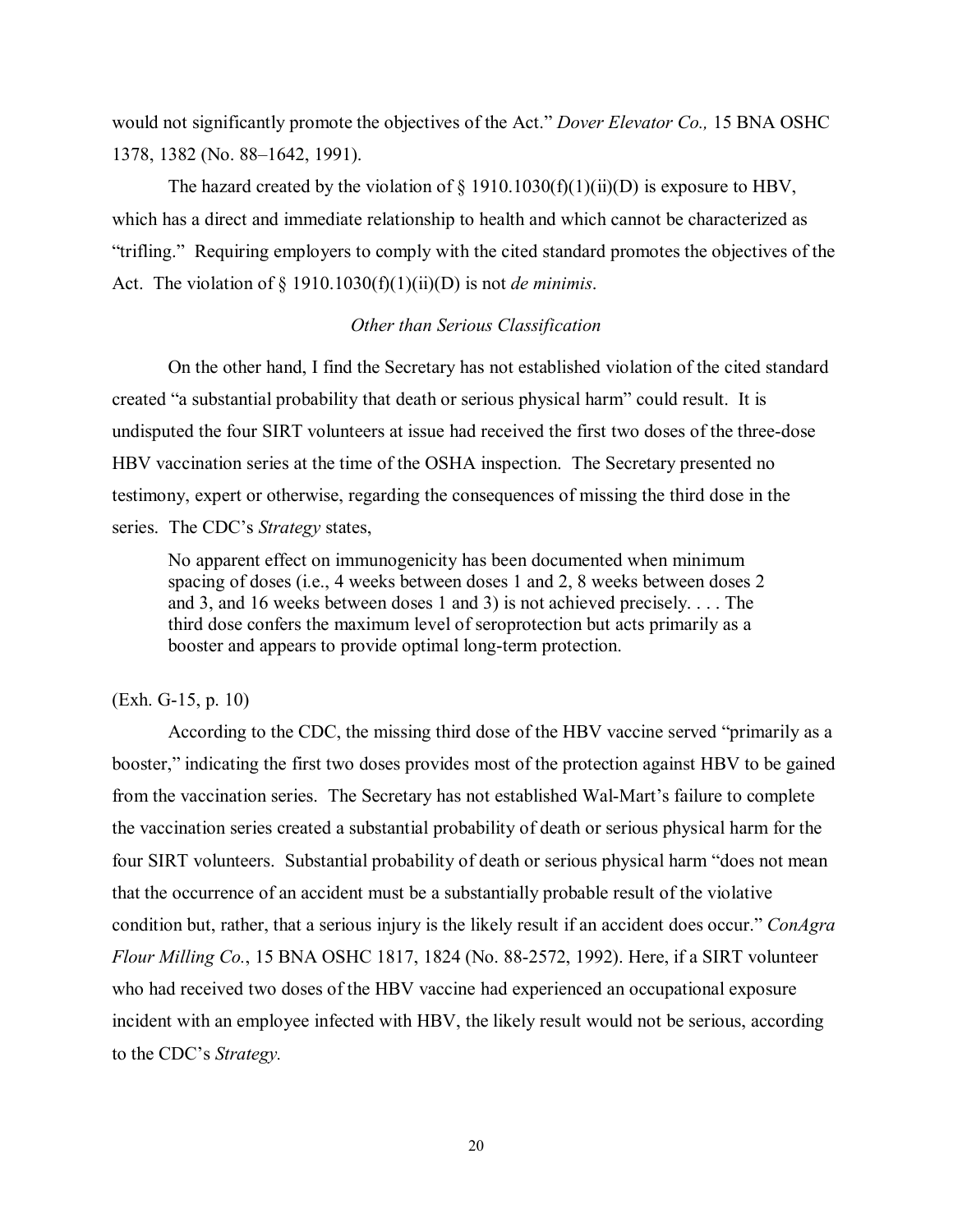would not significantly promote the objectives of the Act." *Dover Elevator Co.,* 15 BNA OSHC 1378, 1382 (No. 88–1642, 1991).

The hazard created by the violation of § 1910.1030(f)(1)(ii)(D) is exposure to HBV, which has a direct and immediate relationship to health and which cannot be characterized as "trifling." Requiring employers to comply with the cited standard promotes the objectives of the Act. The violation of § 1910.1030(f)(1)(ii)(D) is not *de minimis*.

*Other than Serious Classification*

On the other hand, I find the Secretary has not established violation of the cited standard created "a substantial probability that death or serious physical harm" could result. It is undisputed the four SIRT volunteers at issue had received the first two doses of the three-dose HBV vaccination series at the time of the OSHA inspection. The Secretary presented no testimony, expert or otherwise, regarding the consequences of missing the third dose in the series. The CDC's *Strategy* states,

> No apparent effect on immunogenicity has been documented when minimum spacing of doses (i.e., 4 weeks between doses 1 and 2, 8 weeks between doses 2 and 3, and 16 weeks between doses 1 and 3) is not achieved precisely. . . . The third dose confers the maximum level of seroprotection but acts primarily as a booster and appears to provide optimal long-term protection.

(Exh. G-15, p. 10)

According to the CDC, the missing third dose of the HBV vaccine served "primarily as a booster," indicating the first two doses provides most of the protection against HBV to be gained from the vaccination series. The Secretary has not established Wal-Mart's failure to complete the vaccination series created a substantial probability of death or serious physical harm for the four SIRT volunteers. Substantial probability of death or serious physical harm "does not mean that the occurrence of an accident must be a substantially probable result of the violative condition but, rather, that a serious injury is the likely result if an accident does occur." *ConAgra Flour Milling Co.*, 15 BNA OSHC 1817, 1824 (No. 88-2572, 1992). Here, if a SIRT volunteer who had received two doses of the HBV vaccine had experienced an occupational exposure incident with an employee infected with HBV, the likely result would not be serious, according to the CDC's *Strategy*.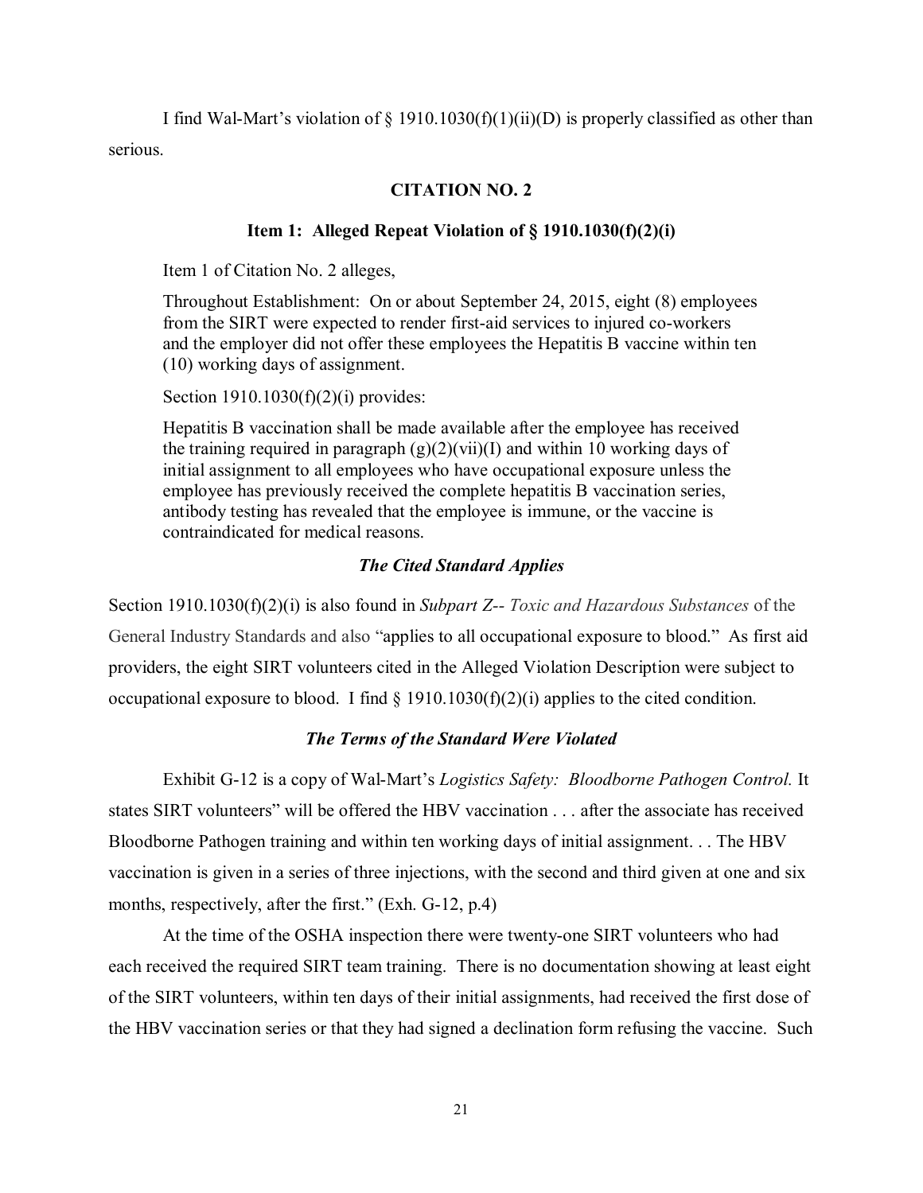I find Wal-Mart's violation of § 1910.1030(f)(1)(ii)(D) is properly classified as other than serious.

## CITATION NO. 2

### Item 1: Alleged Repeat Violation of § 1910.1030(f)(2)(i)

Item 1 of Citation No. 2 alleges,

> Throughout Establishment: On or about September 24, 2015, eight (8) employees from the SIRT were expected to render first-aid services to injured co-workers and the employer did not offer these employees the Hepatitis B vaccine within ten (10) working days of assignment.
>
> Section 1910.1030(f)(2)(i) provides:
>
> Hepatitis B vaccination shall be made available after the employee has received the training required in paragraph (g)(2)(vii)(I) and within 10 working days of initial assignment to all employees who have occupational exposure unless the employee has previously received the complete hepatitis B vaccination series, antibody testing has revealed that the employee is immune, or the vaccine is contraindicated for medical reasons.

#### *The Cited Standard Applies*

Section 1910.1030(f)(2)(i) is also found in *Subpart Z-- Toxic and Hazardous Substances* of the General Industry Standards and also "applies to all occupational exposure to blood." As first aid providers, the eight SIRT volunteers cited in the Alleged Violation Description were subject to occupational exposure to blood. I find § 1910.1030(f)(2)(i) applies to the cited condition.

#### *The Terms of the Standard Were Violated*

Exhibit G-12 is a copy of Wal-Mart's *Logistics Safety: Bloodborne Pathogen Control.* It states SIRT volunteers" will be offered the HBV vaccination . . . after the associate has received Bloodborne Pathogen training and within ten working days of initial assignment. . . The HBV vaccination is given in a series of three injections, with the second and third given at one and six months, respectively, after the first." (Exh. G-12, p.4)

At the time of the OSHA inspection there were twenty-one SIRT volunteers who had each received the required SIRT team training. There is no documentation showing at least eight of the SIRT volunteers, within ten days of their initial assignments, had received the first dose of the HBV vaccination series or that they had signed a declination form refusing the vaccine. Such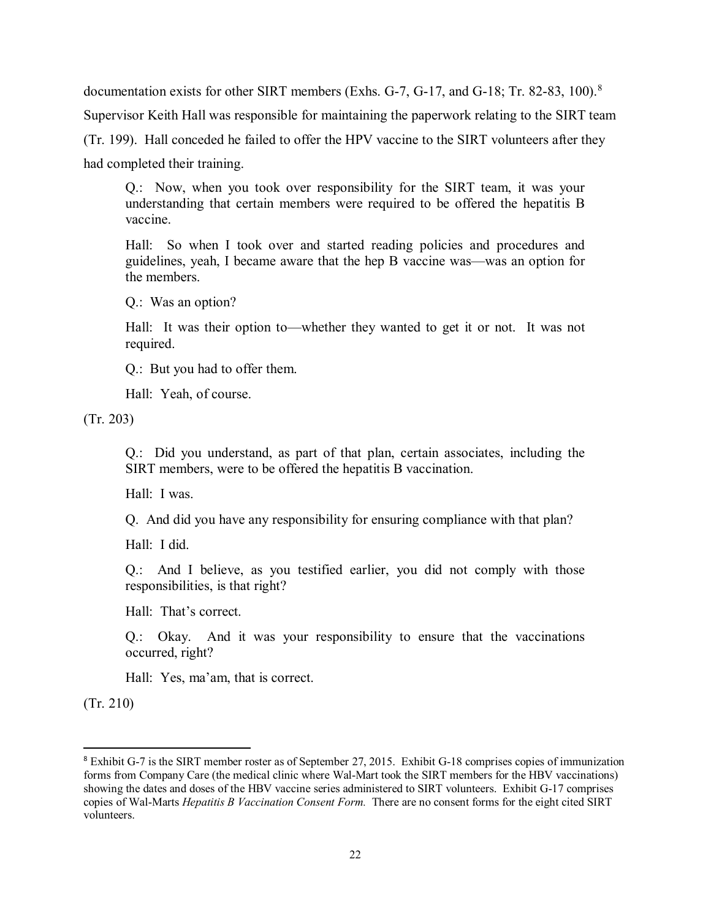documentation exists for other SIRT members (Exhs. G-7, G-17, and G-18; Tr. 82-83, 100).[8] Supervisor Keith Hall was responsible for maintaining the paperwork relating to the SIRT team (Tr. 199). Hall conceded he failed to offer the HPV vaccine to the SIRT volunteers after they had completed their training.

> Q.: Now, when you took over responsibility for the SIRT team, it was your understanding that certain members were required to be offered the hepatitis B vaccine.
>
> Hall: So when I took over and started reading policies and procedures and guidelines, yeah, I became aware that the hep B vaccine was—was an option for the members.
>
> Q.: Was an option?
>
> Hall: It was their option to—whether they wanted to get it or not. It was not required.
>
> Q.: But you had to offer them.
>
> Hall: Yeah, of course.

(Tr. 203)

> Q.: Did you understand, as part of that plan, certain associates, including the SIRT members, were to be offered the hepatitis B vaccination.
>
> Hall: I was.
>
> Q. And did you have any responsibility for ensuring compliance with that plan?
>
> Hall: I did.
>
> Q.: And I believe, as you testified earlier, you did not comply with those responsibilities, is that right?
>
> Hall: That's correct.
>
> Q.: Okay. And it was your responsibility to ensure that the vaccinations occurred, right?
>
> Hall: Yes, ma'am, that is correct.

(Tr. 210)

---

[8] Exhibit G-7 is the SIRT member roster as of September 27, 2015. Exhibit G-18 comprises copies of immunization forms from Company Care (the medical clinic where Wal-Mart took the SIRT members for the HBV vaccinations) showing the dates and doses of the HBV vaccine series administered to SIRT volunteers. Exhibit G-17 comprises copies of Wal-Marts *Hepatitis B Vaccination Consent Form.* There are no consent forms for the eight cited SIRT volunteers.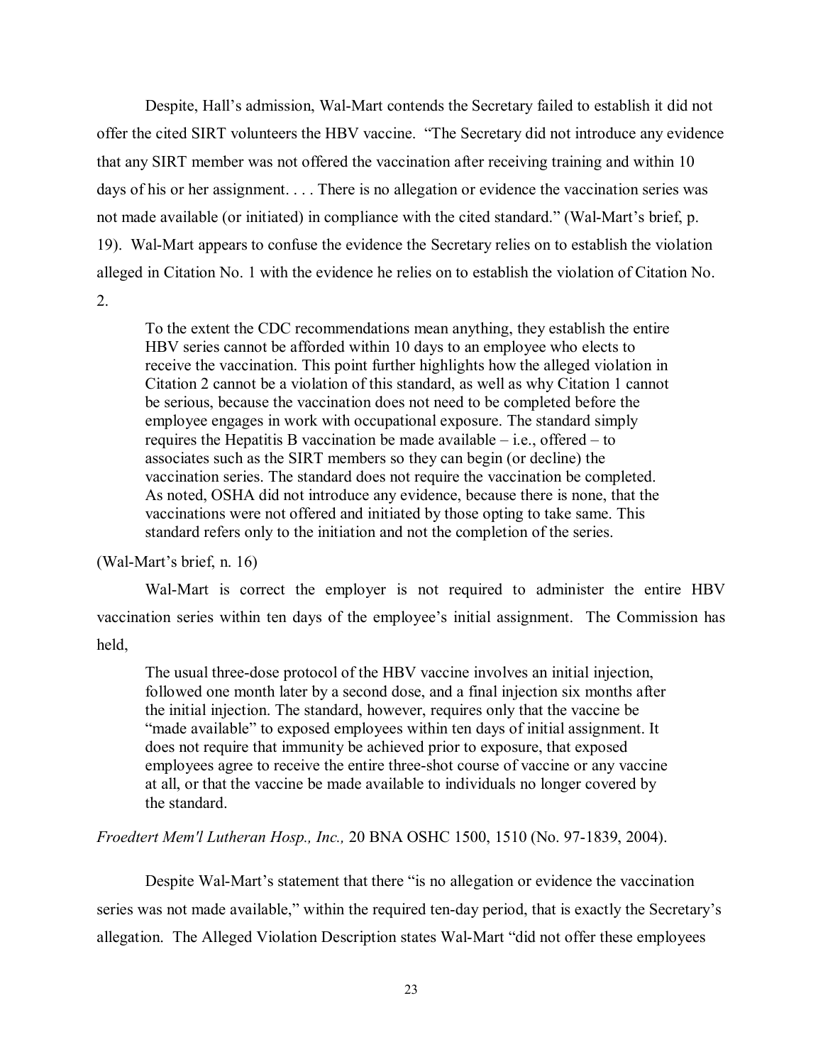Despite, Hall's admission, Wal-Mart contends the Secretary failed to establish it did not offer the cited SIRT volunteers the HBV vaccine. "The Secretary did not introduce any evidence that any SIRT member was not offered the vaccination after receiving training and within 10 days of his or her assignment. . . . There is no allegation or evidence the vaccination series was not made available (or initiated) in compliance with the cited standard." (Wal-Mart's brief, p. 19). Wal-Mart appears to confuse the evidence the Secretary relies on to establish the violation alleged in Citation No. 1 with the evidence he relies on to establish the violation of Citation No. 2.

> To the extent the CDC recommendations mean anything, they establish the entire HBV series cannot be afforded within 10 days to an employee who elects to receive the vaccination. This point further highlights how the alleged violation in Citation 2 cannot be a violation of this standard, as well as why Citation 1 cannot be serious, because the vaccination does not need to be completed before the employee engages in work with occupational exposure. The standard simply requires the Hepatitis B vaccination be made available – i.e., offered – to associates such as the SIRT members so they can begin (or decline) the vaccination series. The standard does not require the vaccination be completed. As noted, OSHA did not introduce any evidence, because there is none, that the vaccinations were not offered and initiated by those opting to take same. This standard refers only to the initiation and not the completion of the series.

(Wal-Mart's brief, n. 16)

Wal-Mart is correct the employer is not required to administer the entire HBV vaccination series within ten days of the employee's initial assignment. The Commission has held,

> The usual three-dose protocol of the HBV vaccine involves an initial injection, followed one month later by a second dose, and a final injection six months after the initial injection. The standard, however, requires only that the vaccine be "made available" to exposed employees within ten days of initial assignment. It does not require that immunity be achieved prior to exposure, that exposed employees agree to receive the entire three-shot course of vaccine or any vaccine at all, or that the vaccine be made available to individuals no longer covered by the standard.

*Froedtert Mem'l Lutheran Hosp., Inc.,* 20 BNA OSHC 1500, 1510 (No. 97-1839, 2004).

Despite Wal-Mart's statement that there "is no allegation or evidence the vaccination series was not made available," within the required ten-day period, that is exactly the Secretary's allegation. The Alleged Violation Description states Wal-Mart "did not offer these employees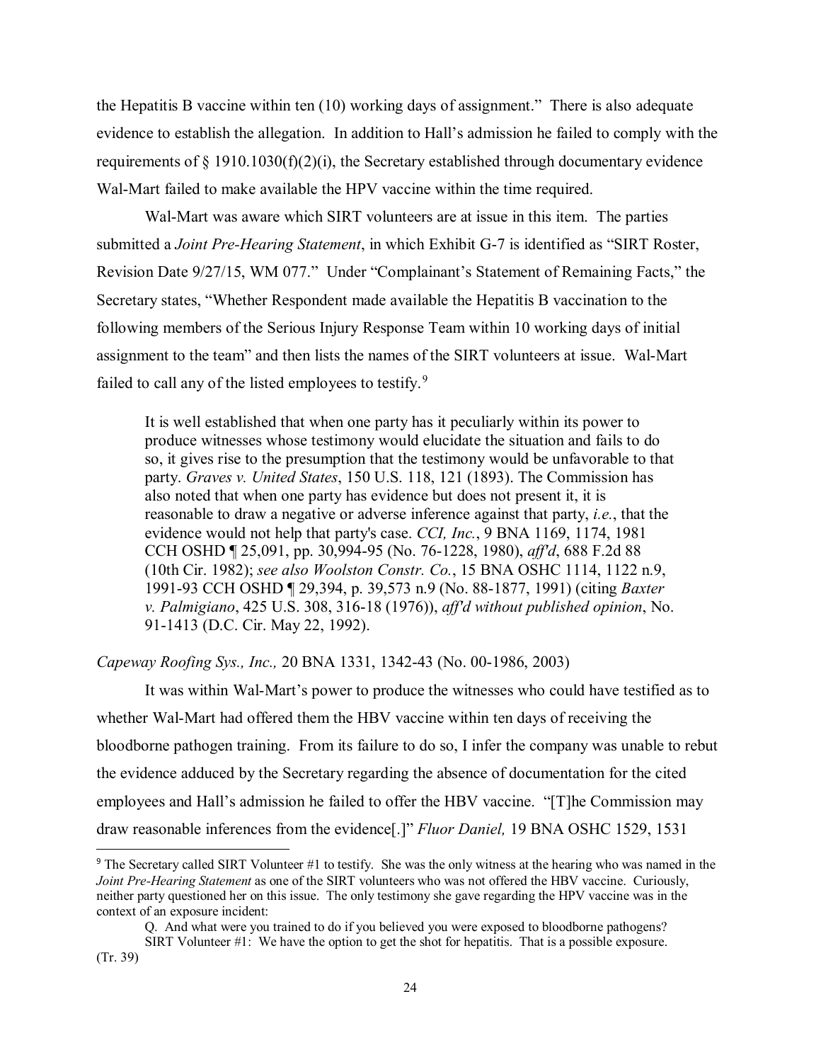the Hepatitis B vaccine within ten (10) working days of assignment." There is also adequate evidence to establish the allegation. In addition to Hall's admission he failed to comply with the requirements of § 1910.1030(f)(2)(i), the Secretary established through documentary evidence Wal-Mart failed to make available the HPV vaccine within the time required.

Wal-Mart was aware which SIRT volunteers are at issue in this item. The parties submitted a *Joint Pre-Hearing Statement*, in which Exhibit G-7 is identified as "SIRT Roster, Revision Date 9/27/15, WM 077." Under "Complainant's Statement of Remaining Facts," the Secretary states, "Whether Respondent made available the Hepatitis B vaccination to the following members of the Serious Injury Response Team within 10 working days of initial assignment to the team" and then lists the names of the SIRT volunteers at issue. Wal-Mart failed to call any of the listed employees to testify.[9]

> It is well established that when one party has it peculiarly within its power to produce witnesses whose testimony would elucidate the situation and fails to do so, it gives rise to the presumption that the testimony would be unfavorable to that party. *Graves v. United States*, 150 U.S. 118, 121 (1893). The Commission has also noted that when one party has evidence but does not present it, it is reasonable to draw a negative or adverse inference against that party, *i.e.*, that the evidence would not help that party's case. *CCI, Inc.*, 9 BNA 1169, 1174, 1981 CCH OSHD ¶ 25,091, pp. 30,994-95 (No. 76-1228, 1980), *aff'd*, 688 F.2d 88 (10th Cir. 1982); *see also Woolston Constr. Co.*, 15 BNA OSHC 1114, 1122 n.9, 1991-93 CCH OSHD ¶ 29,394, p. 39,573 n.9 (No. 88-1877, 1991) (citing *Baxter v. Palmigiano*, 425 U.S. 308, 316-18 (1976)), *aff'd without published opinion*, No. 91-1413 (D.C. Cir. May 22, 1992).

*Capeway Roofing Sys., Inc.,* 20 BNA 1331, 1342-43 (No. 00-1986, 2003)

It was within Wal-Mart's power to produce the witnesses who could have testified as to whether Wal-Mart had offered them the HBV vaccine within ten days of receiving the bloodborne pathogen training. From its failure to do so, I infer the company was unable to rebut the evidence adduced by the Secretary regarding the absence of documentation for the cited employees and Hall's admission he failed to offer the HBV vaccine. "[T]he Commission may draw reasonable inferences from the evidence[.]" *Fluor Daniel,* 19 BNA OSHC 1529, 1531

---

[9] The Secretary called SIRT Volunteer #1 to testify. She was the only witness at the hearing who was named in the *Joint Pre-Hearing Statement* as one of the SIRT volunteers who was not offered the HBV vaccine. Curiously, neither party questioned her on this issue. The only testimony she gave regarding the HPV vaccine was in the context of an exposure incident:

> Q. And what were you trained to do if you believed you were exposed to bloodborne pathogens?
> SIRT Volunteer #1: We have the option to get the shot for hepatitis. That is a possible exposure.

(Tr. 39)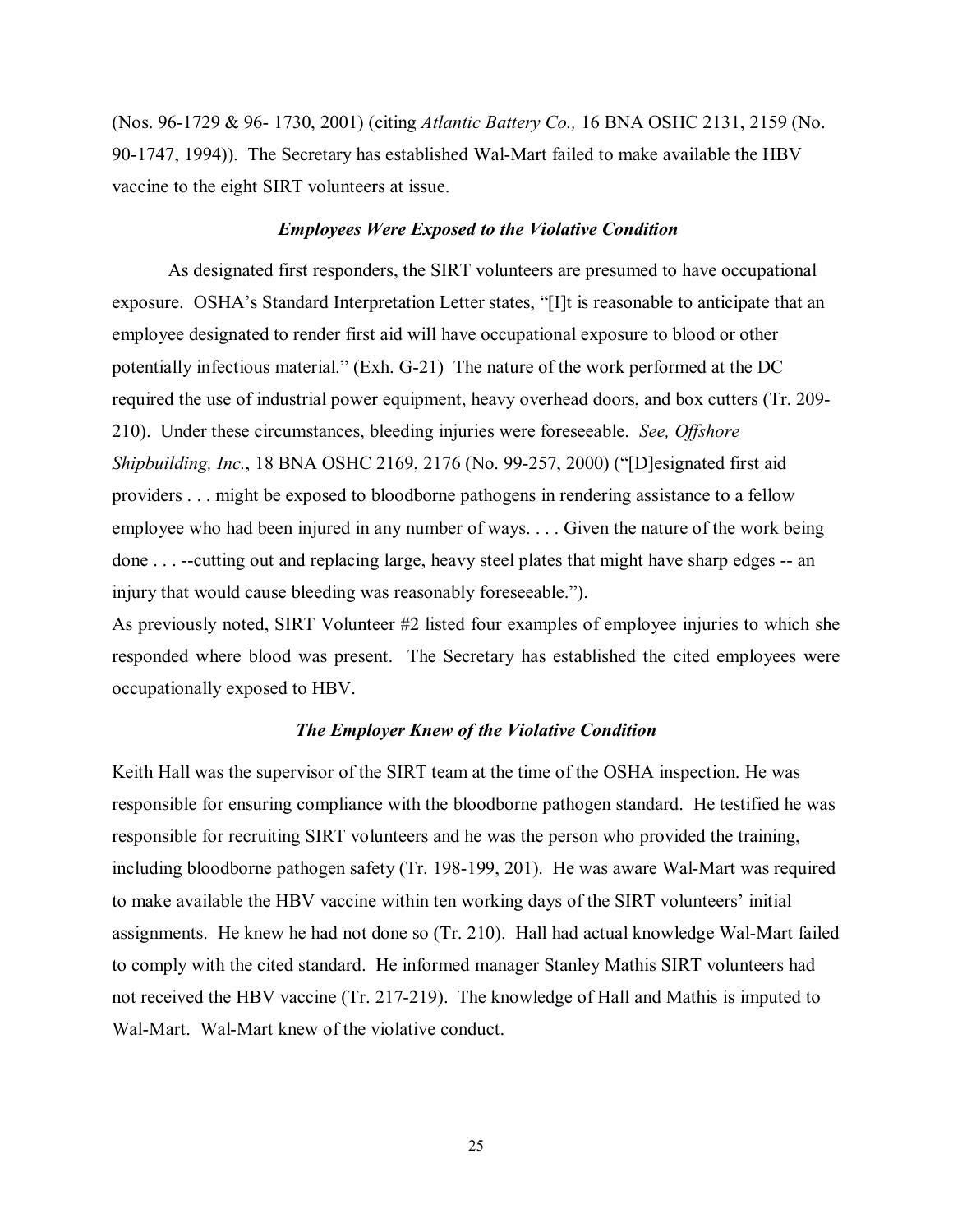(Nos. 96-1729 & 96- 1730, 2001) (citing *Atlantic Battery Co.,* 16 BNA OSHC 2131, 2159 (No. 90-1747, 1994)). The Secretary has established Wal-Mart failed to make available the HBV vaccine to the eight SIRT volunteers at issue.

### *Employees Were Exposed to the Violative Condition*

As designated first responders, the SIRT volunteers are presumed to have occupational exposure. OSHA's Standard Interpretation Letter states, "[I]t is reasonable to anticipate that an employee designated to render first aid will have occupational exposure to blood or other potentially infectious material." (Exh. G-21) The nature of the work performed at the DC required the use of industrial power equipment, heavy overhead doors, and box cutters (Tr. 209-210). Under these circumstances, bleeding injuries were foreseeable. *See, Offshore Shipbuilding, Inc.*, 18 BNA OSHC 2169, 2176 (No. 99-257, 2000) ("[D]esignated first aid providers . . . might be exposed to bloodborne pathogens in rendering assistance to a fellow employee who had been injured in any number of ways. . . . Given the nature of the work being done . . . --cutting out and replacing large, heavy steel plates that might have sharp edges -- an injury that would cause bleeding was reasonably foreseeable.").

As previously noted, SIRT Volunteer #2 listed four examples of employee injuries to which she responded where blood was present. The Secretary has established the cited employees were occupationally exposed to HBV.

### *The Employer Knew of the Violative Condition*

Keith Hall was the supervisor of the SIRT team at the time of the OSHA inspection. He was responsible for ensuring compliance with the bloodborne pathogen standard. He testified he was responsible for recruiting SIRT volunteers and he was the person who provided the training, including bloodborne pathogen safety (Tr. 198-199, 201). He was aware Wal-Mart was required to make available the HBV vaccine within ten working days of the SIRT volunteers' initial assignments. He knew he had not done so (Tr. 210). Hall had actual knowledge Wal-Mart failed to comply with the cited standard. He informed manager Stanley Mathis SIRT volunteers had not received the HBV vaccine (Tr. 217-219). The knowledge of Hall and Mathis is imputed to Wal-Mart. Wal-Mart knew of the violative conduct.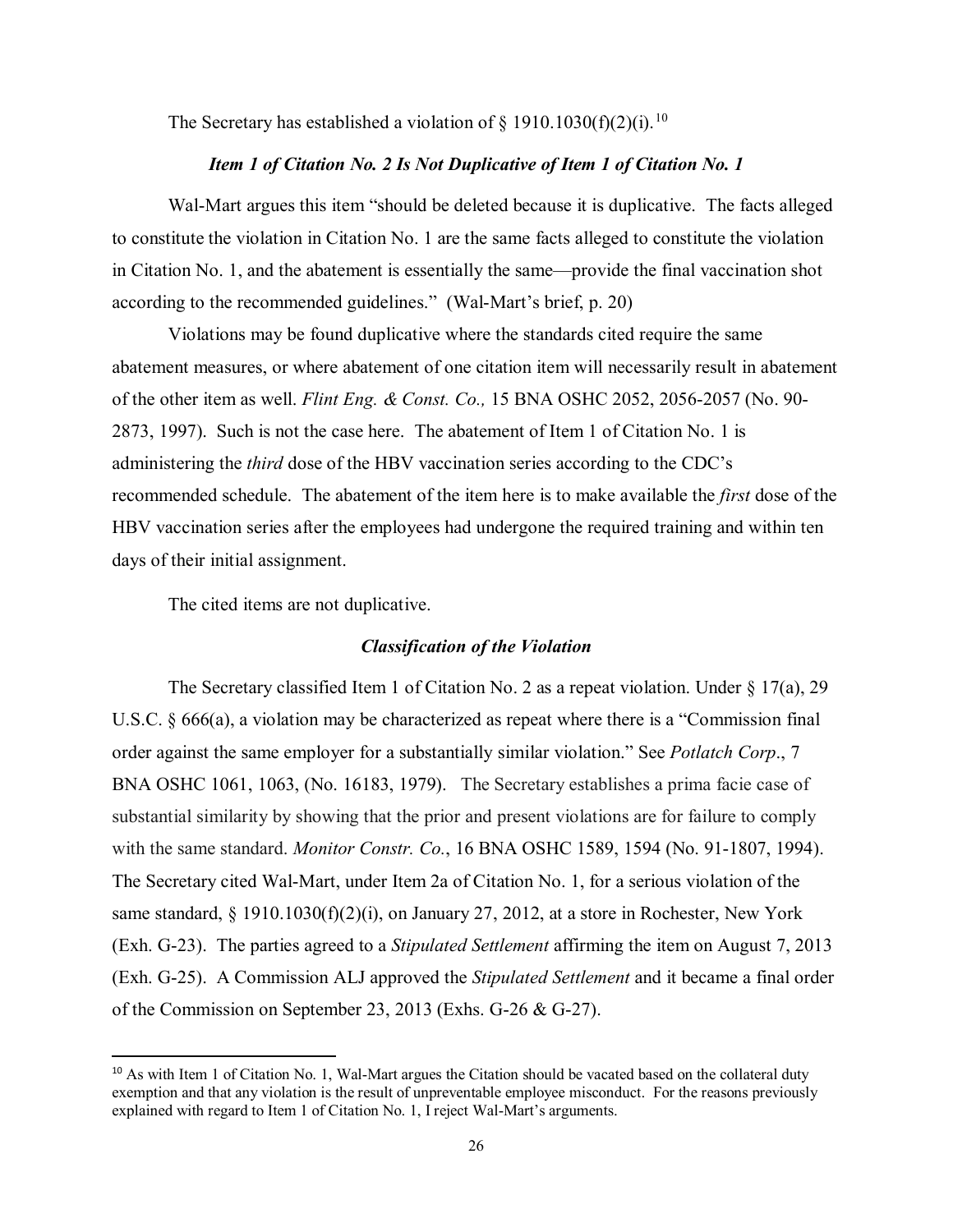The Secretary has established a violation of § 1910.1030(f)(2)(i).[10]

### *Item 1 of Citation No. 2 Is Not Duplicative of Item 1 of Citation No. 1*

Wal-Mart argues this item "should be deleted because it is duplicative. The facts alleged to constitute the violation in Citation No. 1 are the same facts alleged to constitute the violation in Citation No. 1, and the abatement is essentially the same—provide the final vaccination shot according to the recommended guidelines." (Wal-Mart's brief, p. 20)

Violations may be found duplicative where the standards cited require the same abatement measures, or where abatement of one citation item will necessarily result in abatement of the other item as well. *Flint Eng. & Const. Co.,* 15 BNA OSHC 2052, 2056-2057 (No. 90-2873, 1997). Such is not the case here. The abatement of Item 1 of Citation No. 1 is administering the *third* dose of the HBV vaccination series according to the CDC's recommended schedule. The abatement of the item here is to make available the *first* dose of the HBV vaccination series after the employees had undergone the required training and within ten days of their initial assignment.

The cited items are not duplicative.

### *Classification of the Violation*

The Secretary classified Item 1 of Citation No. 2 as a repeat violation. Under § 17(a), 29 U.S.C. § 666(a), a violation may be characterized as repeat where there is a "Commission final order against the same employer for a substantially similar violation." See *Potlatch Corp*., 7 BNA OSHC 1061, 1063, (No. 16183, 1979). The Secretary establishes a prima facie case of substantial similarity by showing that the prior and present violations are for failure to comply with the same standard. *Monitor Constr. Co.*, 16 BNA OSHC 1589, 1594 (No. 91-1807, 1994). The Secretary cited Wal-Mart, under Item 2a of Citation No. 1, for a serious violation of the same standard, § 1910.1030(f)(2)(i), on January 27, 2012, at a store in Rochester, New York (Exh. G-23). The parties agreed to a *Stipulated Settlement* affirming the item on August 7, 2013 (Exh. G-25). A Commission ALJ approved the *Stipulated Settlement* and it became a final order of the Commission on September 23, 2013 (Exhs. G-26 & G-27).

---

[10] As with Item 1 of Citation No. 1, Wal-Mart argues the Citation should be vacated based on the collateral duty exemption and that any violation is the result of unpreventable employee misconduct. For the reasons previously explained with regard to Item 1 of Citation No. 1, I reject Wal-Mart's arguments.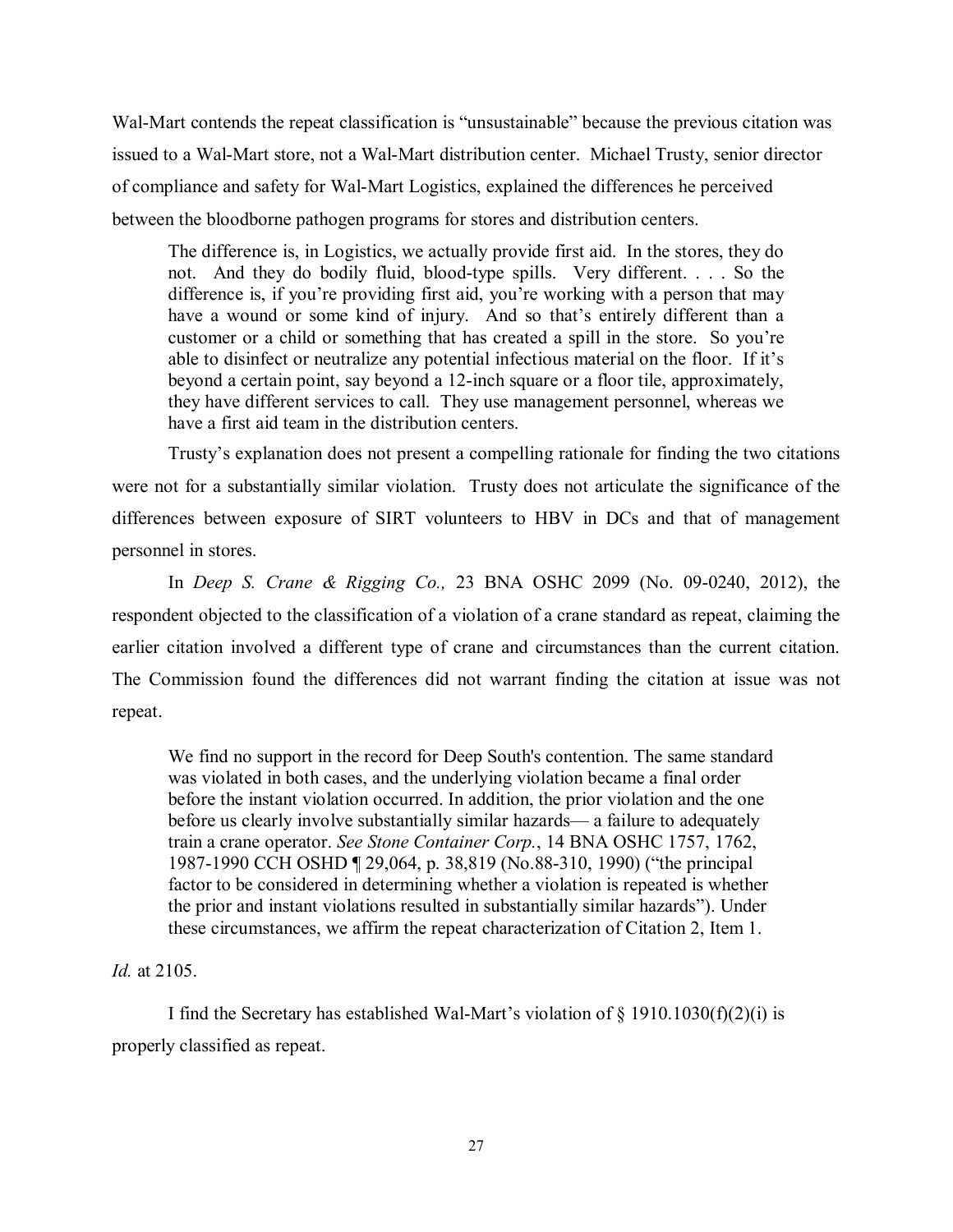Wal-Mart contends the repeat classification is "unsustainable" because the previous citation was issued to a Wal-Mart store, not a Wal-Mart distribution center. Michael Trusty, senior director of compliance and safety for Wal-Mart Logistics, explained the differences he perceived between the bloodborne pathogen programs for stores and distribution centers.

> The difference is, in Logistics, we actually provide first aid. In the stores, they do not. And they do bodily fluid, blood-type spills. Very different. . . . So the difference is, if you're providing first aid, you're working with a person that may have a wound or some kind of injury. And so that's entirely different than a customer or a child or something that has created a spill in the store. So you're able to disinfect or neutralize any potential infectious material on the floor. If it's beyond a certain point, say beyond a 12-inch square or a floor tile, approximately, they have different services to call. They use management personnel, whereas we have a first aid team in the distribution centers.

Trusty's explanation does not present a compelling rationale for finding the two citations were not for a substantially similar violation. Trusty does not articulate the significance of the differences between exposure of SIRT volunteers to HBV in DCs and that of management personnel in stores.

In *Deep S. Crane & Rigging Co.,* 23 BNA OSHC 2099 (No. 09-0240, 2012), the respondent objected to the classification of a violation of a crane standard as repeat, claiming the earlier citation involved a different type of crane and circumstances than the current citation. The Commission found the differences did not warrant finding the citation at issue was not repeat.

> We find no support in the record for Deep South's contention. The same standard was violated in both cases, and the underlying violation became a final order before the instant violation occurred. In addition, the prior violation and the one before us clearly involve substantially similar hazards— a failure to adequately train a crane operator. *See Stone Container Corp.*, 14 BNA OSHC 1757, 1762, 1987-1990 CCH OSHD ¶ 29,064, p. 38,819 (No.88-310, 1990) ("the principal factor to be considered in determining whether a violation is repeated is whether the prior and instant violations resulted in substantially similar hazards"). Under these circumstances, we affirm the repeat characterization of Citation 2, Item 1.

*Id.* at 2105.

I find the Secretary has established Wal-Mart's violation of § 1910.1030(f)(2)(i) is properly classified as repeat.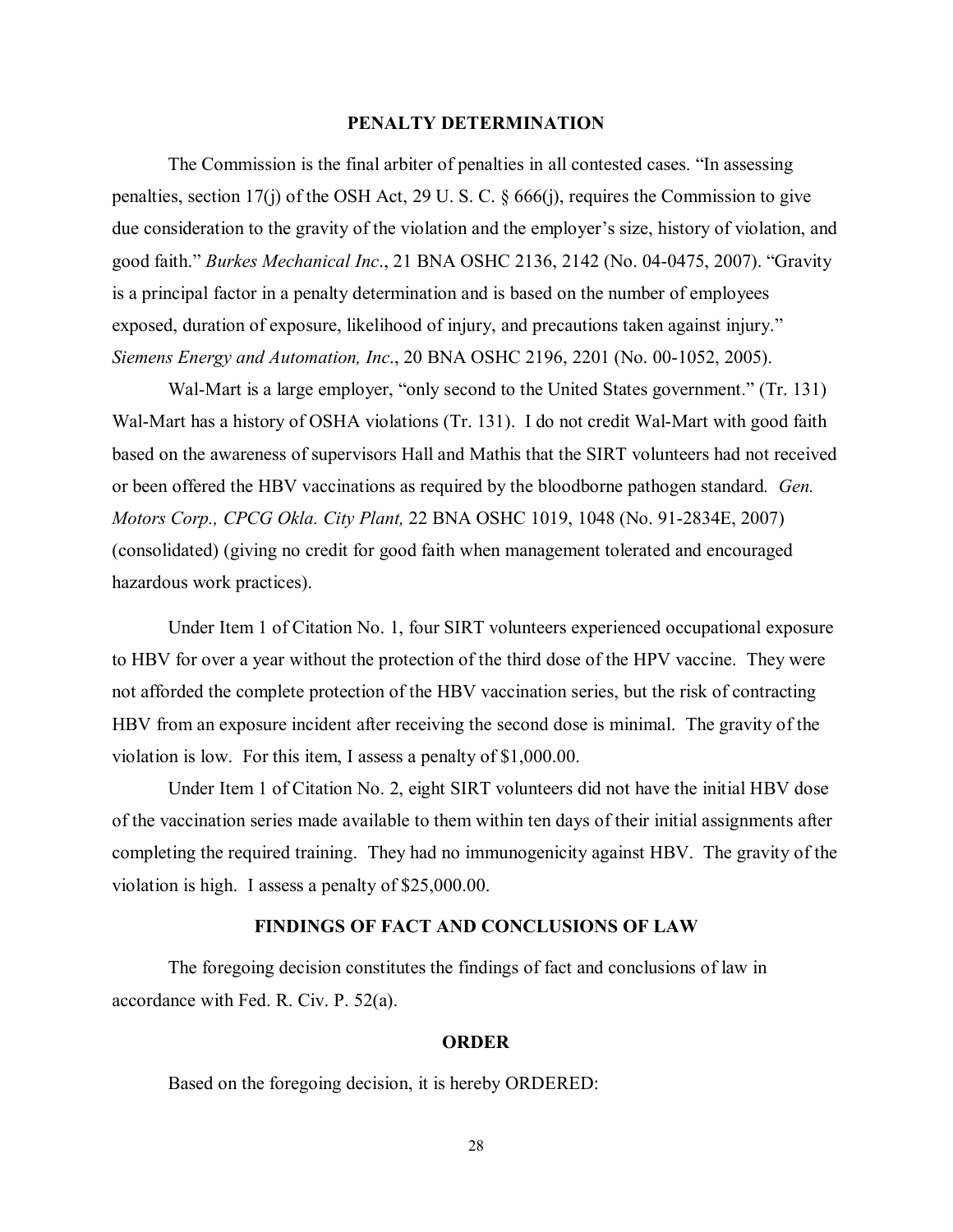## PENALTY DETERMINATION

The Commission is the final arbiter of penalties in all contested cases. "In assessing penalties, section 17(j) of the OSH Act, 29 U. S. C. § 666(j), requires the Commission to give due consideration to the gravity of the violation and the employer's size, history of violation, and good faith." *Burkes Mechanical Inc*., 21 BNA OSHC 2136, 2142 (No. 04-0475, 2007). "Gravity is a principal factor in a penalty determination and is based on the number of employees exposed, duration of exposure, likelihood of injury, and precautions taken against injury." *Siemens Energy and Automation, Inc*., 20 BNA OSHC 2196, 2201 (No. 00-1052, 2005).

Wal-Mart is a large employer, "only second to the United States government." (Tr. 131) Wal-Mart has a history of OSHA violations (Tr. 131). I do not credit Wal-Mart with good faith based on the awareness of supervisors Hall and Mathis that the SIRT volunteers had not received or been offered the HBV vaccinations as required by the bloodborne pathogen standard. *Gen. Motors Corp., CPCG Okla. City Plant,* 22 BNA OSHC 1019, 1048 (No. 91-2834E, 2007) (consolidated) (giving no credit for good faith when management tolerated and encouraged hazardous work practices).

Under Item 1 of Citation No. 1, four SIRT volunteers experienced occupational exposure to HBV for over a year without the protection of the third dose of the HPV vaccine. They were not afforded the complete protection of the HBV vaccination series, but the risk of contracting HBV from an exposure incident after receiving the second dose is minimal. The gravity of the violation is low. For this item, I assess a penalty of $1,000.00.

Under Item 1 of Citation No. 2, eight SIRT volunteers did not have the initial HBV dose of the vaccination series made available to them within ten days of their initial assignments after completing the required training. They had no immunogenicity against HBV. The gravity of the violation is high. I assess a penalty of $25,000.00.

## FINDINGS OF FACT AND CONCLUSIONS OF LAW

The foregoing decision constitutes the findings of fact and conclusions of law in accordance with Fed. R. Civ. P. 52(a).

## ORDER

Based on the foregoing decision, it is hereby ORDERED: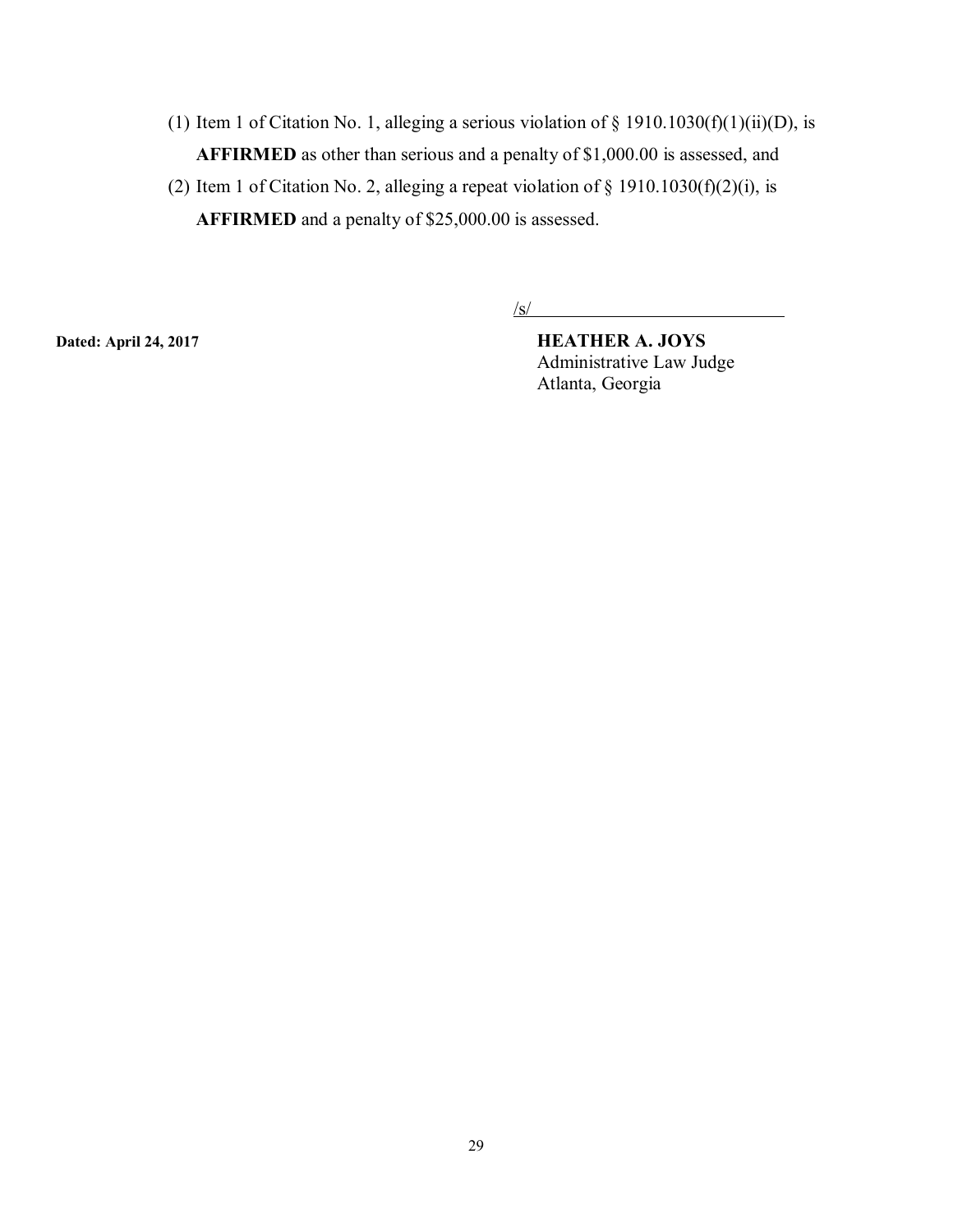(1) Item 1 of Citation No. 1, alleging a serious violation of § 1910.1030(f)(1)(ii)(D), is **AFFIRMED** as other than serious and a penalty of $1,000.00 is assessed, and

(2) Item 1 of Citation No. 2, alleging a repeat violation of § 1910.1030(f)(2)(i), is **AFFIRMED** and a penalty of $25,000.00 is assessed.

/s/

**Dated: April 24, 2017**

**HEATHER A. JOYS**
Administrative Law Judge
Atlanta, Georgia